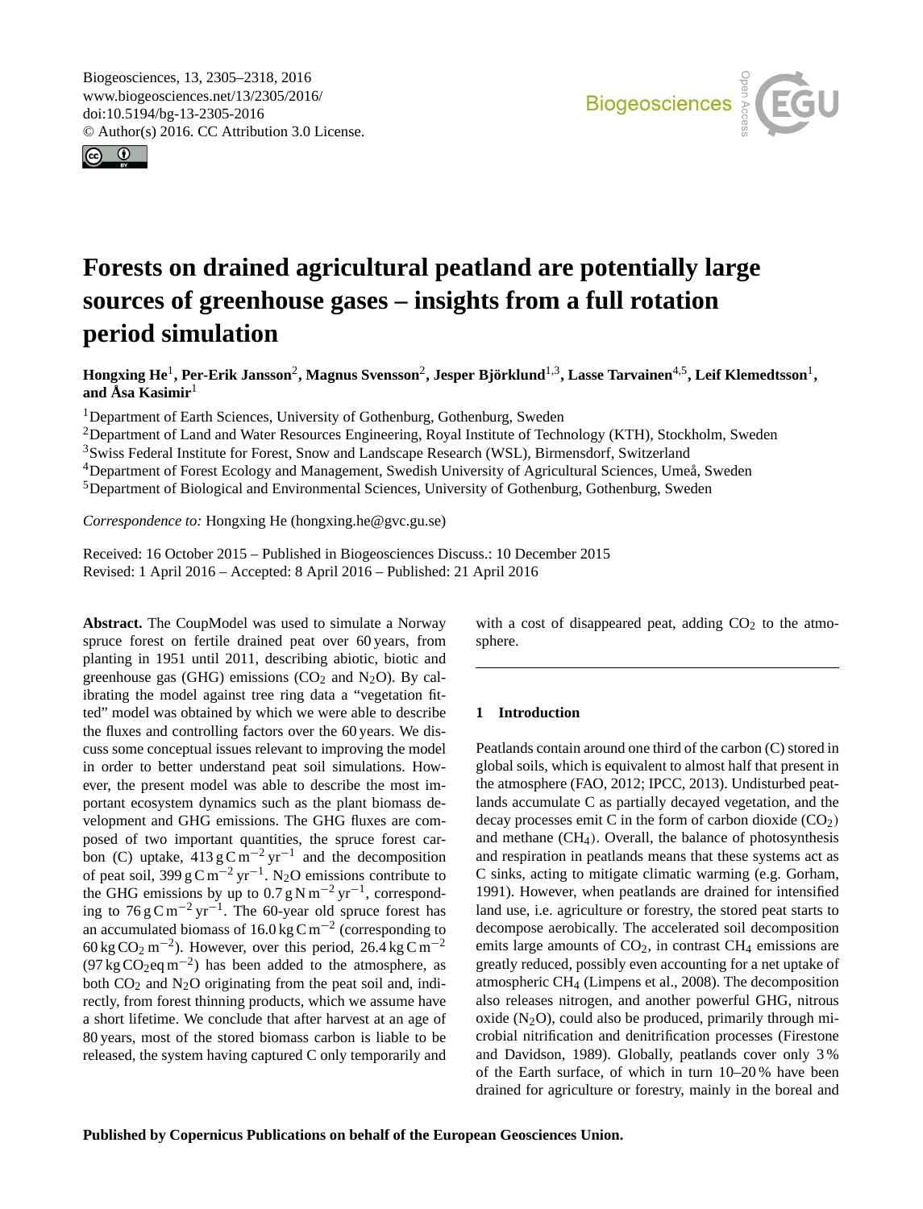# Forests on drained agricultural peatland are potentially large sources of greenhouse gases – insights from a full rotation period simulation

**Hongxing He[1], Per-Erik Jansson[2], Magnus Svensson[2], Jesper Björklund[1,3], Lasse Tarvainen[4,5], Leif Klemedtsson[1], and Åsa Kasimir[1]**

[1]Department of Earth Sciences, University of Gothenburg, Gothenburg, Sweden
[2]Department of Land and Water Resources Engineering, Royal Institute of Technology (KTH), Stockholm, Sweden
[3]Swiss Federal Institute for Forest, Snow and Landscape Research (WSL), Birmensdorf, Switzerland
[4]Department of Forest Ecology and Management, Swedish University of Agricultural Sciences, Umeå, Sweden
[5]Department of Biological and Environmental Sciences, University of Gothenburg, Gothenburg, Sweden

*Correspondence to:* Hongxing He (hongxing.he@gvc.gu.se)

Received: 16 October 2015 – Published in Biogeosciences Discuss.: 10 December 2015
Revised: 1 April 2016 – Accepted: 8 April 2016 – Published: 21 April 2016

**Abstract.** The CoupModel was used to simulate a Norway spruce forest on fertile drained peat over 60 years, from planting in 1951 until 2011, describing abiotic, biotic and greenhouse gas (GHG) emissions ($CO_2$ and $N_2O$). By calibrating the model against tree ring data a "vegetation fitted" model was obtained by which we were able to describe the fluxes and controlling factors over the 60 years. We discuss some conceptual issues relevant to improving the model in order to better understand peat soil simulations. However, the present model was able to describe the most important ecosystem dynamics such as the plant biomass development and GHG emissions. The GHG fluxes are composed of two important quantities, the spruce forest carbon (C) uptake, $413\,g\,C\,m^{-2}\,yr^{-1}$ and the decomposition of peat soil, $399\,g\,C\,m^{-2}\,yr^{-1}$. $N_2O$ emissions contribute to the GHG emissions by up to $0.7\,g\,N\,m^{-2}\,yr^{-1}$, corresponding to $76\,g\,C\,m^{-2}\,yr^{-1}$. The 60-year old spruce forest has an accumulated biomass of $16.0\,kg\,C\,m^{-2}$ (corresponding to $60\,kg\,CO_2\,m^{-2}$). However, over this period, $26.4\,kg\,C\,m^{-2}$ ($97\,kg\,CO_2eq\,m^{-2}$) has been added to the atmosphere, as both $CO_2$ and $N_2O$ originating from the peat soil and, indirectly, from forest thinning products, which we assume have a short lifetime. We conclude that after harvest at an age of 80 years, most of the stored biomass carbon is liable to be released, the system having captured C only temporarily and with a cost of disappeared peat, adding $CO_2$ to the atmosphere.

## 1 Introduction

Peatlands contain around one third of the carbon (C) stored in global soils, which is equivalent to almost half that present in the atmosphere (FAO, 2012; IPCC, 2013). Undisturbed peatlands accumulate C as partially decayed vegetation, and the decay processes emit C in the form of carbon dioxide ($CO_2$) and methane ($CH_4$). Overall, the balance of photosynthesis and respiration in peatlands means that these systems act as C sinks, acting to mitigate climatic warming (e.g. Gorham, 1991). However, when peatlands are drained for intensified land use, i.e. agriculture or forestry, the stored peat starts to decompose aerobically. The accelerated soil decomposition emits large amounts of $CO_2$, in contrast $CH_4$ emissions are greatly reduced, possibly even accounting for a net uptake of atmospheric $CH_4$ (Limpens et al., 2008). The decomposition also releases nitrogen, and another powerful GHG, nitrous oxide ($N_2O$), could also be produced, primarily through microbial nitrification and denitrification processes (Firestone and Davidson, 1989). Globally, peatlands cover only 3 % of the Earth surface, of which in turn 10–20 % have been drained for agriculture or forestry, mainly in the boreal and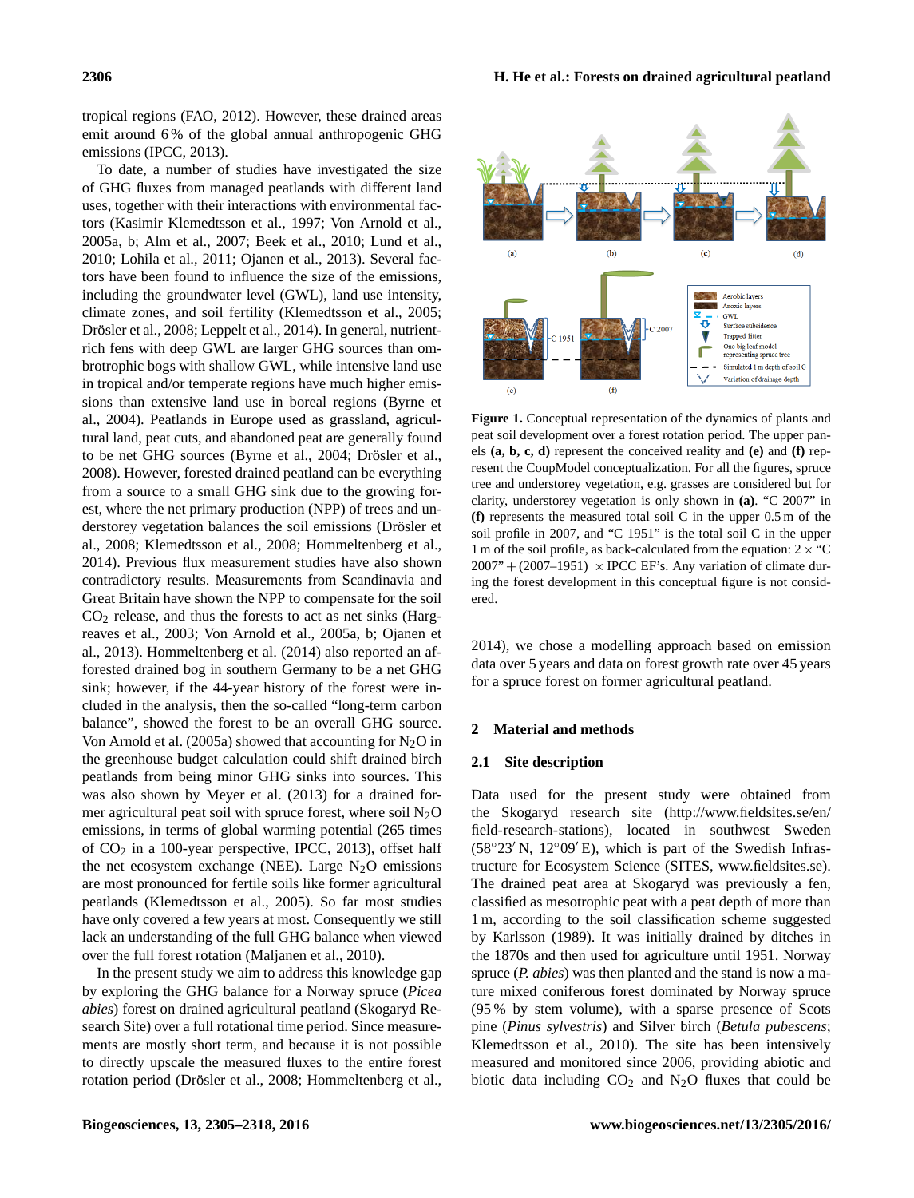tropical regions (FAO, 2012). However, these drained areas emit around 6 % of the global annual anthropogenic GHG emissions (IPCC, 2013).

To date, a number of studies have investigated the size of GHG fluxes from managed peatlands with different land uses, together with their interactions with environmental factors (Kasimir Klemedtsson et al., 1997; Von Arnold et al., 2005a, b; Alm et al., 2007; Beek et al., 2010; Lund et al., 2010; Lohila et al., 2011; Ojanen et al., 2013). Several factors have been found to influence the size of the emissions, including the groundwater level (GWL), land use intensity, climate zones, and soil fertility (Klemedtsson et al., 2005; Drösler et al., 2008; Leppelt et al., 2014). In general, nutrient-rich fens with deep GWL are larger GHG sources than ombrotrophic bogs with shallow GWL, while intensive land use in tropical and/or temperate regions have much higher emissions than extensive land use in boreal regions (Byrne et al., 2004). Peatlands in Europe used as grassland, agricultural land, peat cuts, and abandoned peat are generally found to be net GHG sources (Byrne et al., 2004; Drösler et al., 2008). However, forested drained peatland can be everything from a source to a small GHG sink due to the growing forest, where the net primary production (NPP) of trees and understorey vegetation balances the soil emissions (Drösler et al., 2008; Klemedtsson et al., 2008; Hommeltenberg et al., 2014). Previous flux measurement studies have also shown contradictory results. Measurements from Scandinavia and Great Britain have shown the NPP to compensate for the soil $CO_2$ release, and thus the forests to act as net sinks (Hargreaves et al., 2003; Von Arnold et al., 2005a, b; Ojanen et al., 2013). Hommeltenberg et al. (2014) also reported an afforested drained bog in southern Germany to be a net GHG sink; however, if the 44-year history of the forest were included in the analysis, then the so-called "long-term carbon balance", showed the forest to be an overall GHG source. Von Arnold et al. (2005a) showed that accounting for $N_2O$ in the greenhouse budget calculation could shift drained birch peatlands from being minor GHG sinks into sources. This was also shown by Meyer et al. (2013) for a drained former agricultural peat soil with spruce forest, where soil $N_2O$ emissions, in terms of global warming potential (265 times of $CO_2$ in a 100-year perspective, IPCC, 2013), offset half the net ecosystem exchange (NEE). Large $N_2O$ emissions are most pronounced for fertile soils like former agricultural peatlands (Klemedtsson et al., 2005). So far most studies have only covered a few years at most. Consequently we still lack an understanding of the full GHG balance when viewed over the full forest rotation (Maljanen et al., 2010).

In the present study we aim to address this knowledge gap by exploring the GHG balance for a Norway spruce (*Picea abies*) forest on drained agricultural peatland (Skogaryd Research Site) over a full rotational time period. Since measurements are mostly short term, and because it is not possible to directly upscale the measured fluxes to the entire forest rotation period (Drösler et al., 2008; Hommeltenberg et al., 2014), we chose a modelling approach based on emission data over 5 years and data on forest growth rate over 45 years for a spruce forest on former agricultural peatland.

**Figure 1.** Conceptual representation of the dynamics of plants and peat soil development over a forest rotation period. The upper panels **(a, b, c, d)** represent the conceived reality and **(e)** and **(f)** represent the CoupModel conceptualization. For all the figures, spruce tree and understorey vegetation, e.g. grasses are considered but for clarity, understorey vegetation is only shown in **(a)**. "C 2007" in **(f)** represents the measured total soil C in the upper 0.5 m of the soil profile in 2007, and "C 1951" is the total soil C in the upper 1 m of the soil profile, as back-calculated from the equation: 2 × "C 2007" + (2007–1951) × IPCC EF's. Any variation of climate during the forest development in this conceptual figure is not considered.

## 2 Material and methods

### 2.1 Site description

Data used for the present study were obtained from the Skogaryd research site (http://www.fieldsites.se/en/field-research-stations), located in southwest Sweden (58°23′ N, 12°09′ E), which is part of the Swedish Infrastructure for Ecosystem Science (SITES, www.fieldsites.se). The drained peat area at Skogaryd was previously a fen, classified as mesotrophic peat with a peat depth of more than 1 m, according to the soil classification scheme suggested by Karlsson (1989). It was initially drained by ditches in the 1870s and then used for agriculture until 1951. Norway spruce (*P. abies*) was then planted and the stand is now a mature mixed coniferous forest dominated by Norway spruce (95 % by stem volume), with a sparse presence of Scots pine (*Pinus sylvestris*) and Silver birch (*Betula pubescens*; Klemedtsson et al., 2010). The site has been intensively measured and monitored since 2006, providing abiotic and biotic data including $CO_2$ and $N_2O$ fluxes that could be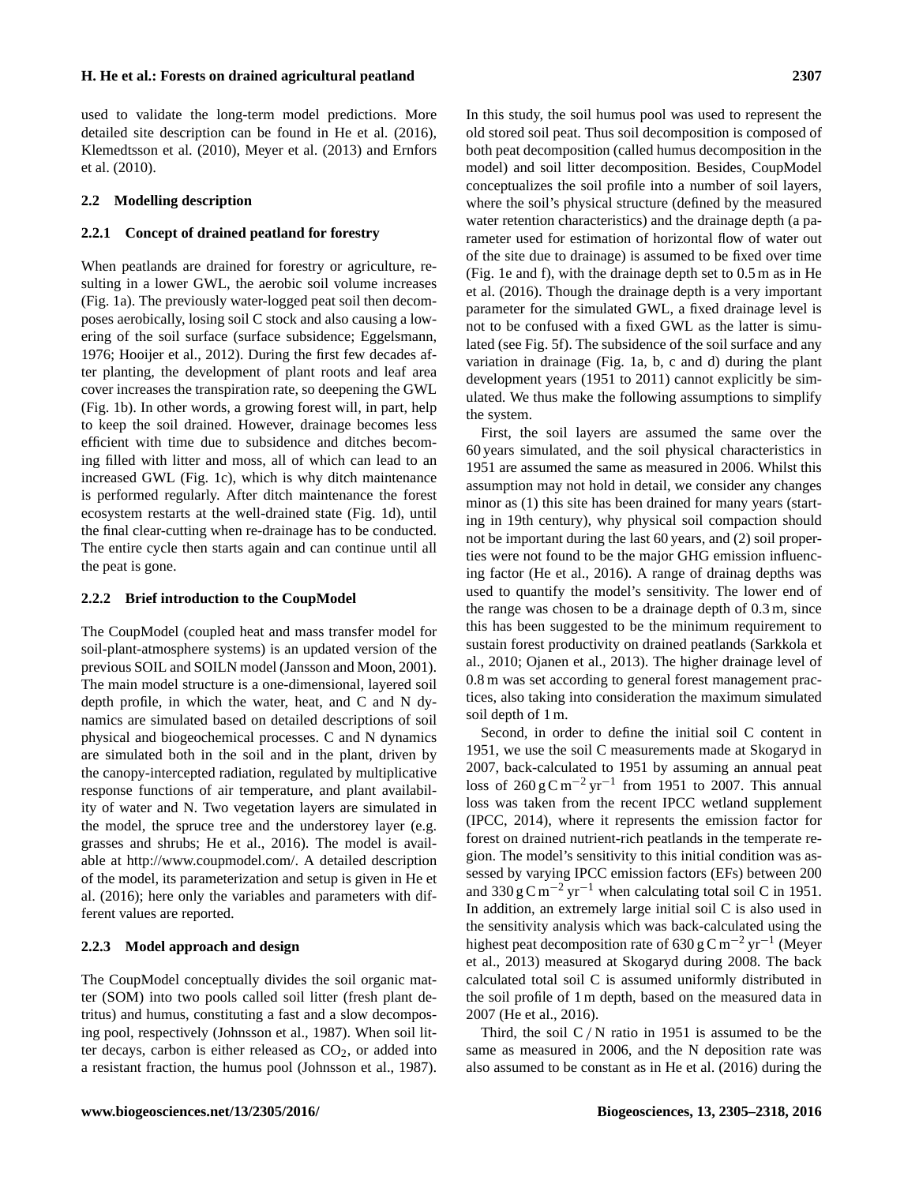used to validate the long-term model predictions. More detailed site description can be found in He et al. (2016), Klemedtsson et al. (2010), Meyer et al. (2013) and Ernfors et al. (2010).

### 2.2 Modelling description

#### 2.2.1 Concept of drained peatland for forestry

When peatlands are drained for forestry or agriculture, resulting in a lower GWL, the aerobic soil volume increases (Fig. 1a). The previously water-logged peat soil then decomposes aerobically, losing soil C stock and also causing a lowering of the soil surface (surface subsidence; Eggelsmann, 1976; Hooijer et al., 2012). During the first few decades after planting, the development of plant roots and leaf area cover increases the transpiration rate, so deepening the GWL (Fig. 1b). In other words, a growing forest will, in part, help to keep the soil drained. However, drainage becomes less efficient with time due to subsidence and ditches becoming filled with litter and moss, all of which can lead to an increased GWL (Fig. 1c), which is why ditch maintenance is performed regularly. After ditch maintenance the forest ecosystem restarts at the well-drained state (Fig. 1d), until the final clear-cutting when re-drainage has to be conducted. The entire cycle then starts again and can continue until all the peat is gone.

#### 2.2.2 Brief introduction to the CoupModel

The CoupModel (coupled heat and mass transfer model for soil-plant-atmosphere systems) is an updated version of the previous SOIL and SOILN model (Jansson and Moon, 2001). The main model structure is a one-dimensional, layered soil depth profile, in which the water, heat, and C and N dynamics are simulated based on detailed descriptions of soil physical and biogeochemical processes. C and N dynamics are simulated both in the soil and in the plant, driven by the canopy-intercepted radiation, regulated by multiplicative response functions of air temperature, and plant availability of water and N. Two vegetation layers are simulated in the model, the spruce tree and the understorey layer (e.g. grasses and shrubs; He et al., 2016). The model is available at http://www.coupmodel.com/. A detailed description of the model, its parameterization and setup is given in He et al. (2016); here only the variables and parameters with different values are reported.

#### 2.2.3 Model approach and design

The CoupModel conceptually divides the soil organic matter (SOM) into two pools called soil litter (fresh plant detritus) and humus, constituting a fast and a slow decomposing pool, respectively (Johnsson et al., 1987). When soil litter decays, carbon is either released as $CO_2$, or added into a resistant fraction, the humus pool (Johnsson et al., 1987). In this study, the soil humus pool was used to represent the old stored soil peat. Thus soil decomposition is composed of both peat decomposition (called humus decomposition in the model) and soil litter decomposition. Besides, CoupModel conceptualizes the soil profile into a number of soil layers, where the soil's physical structure (defined by the measured water retention characteristics) and the drainage depth (a parameter used for estimation of horizontal flow of water out of the site due to drainage) is assumed to be fixed over time (Fig. 1e and f), with the drainage depth set to 0.5 m as in He et al. (2016). Though the drainage depth is a very important parameter for the simulated GWL, a fixed drainage level is not to be confused with a fixed GWL as the latter is simulated (see Fig. 5f). The subsidence of the soil surface and any variation in drainage (Fig. 1a, b, c and d) during the plant development years (1951 to 2011) cannot explicitly be simulated. We thus make the following assumptions to simplify the system.

First, the soil layers are assumed the same over the 60 years simulated, and the soil physical characteristics in 1951 are assumed the same as measured in 2006. Whilst this assumption may not hold in detail, we consider any changes minor as (1) this site has been drained for many years (starting in 19th century), why physical soil compaction should not be important during the last 60 years, and (2) soil properties were not found to be the major GHG emission influencing factor (He et al., 2016). A range of drainag depths was used to quantify the model's sensitivity. The lower end of the range was chosen to be a drainage depth of 0.3 m, since this has been suggested to be the minimum requirement to sustain forest productivity on drained peatlands (Sarkkola et al., 2010; Ojanen et al., 2013). The higher drainage level of 0.8 m was set according to general forest management practices, also taking into consideration the maximum simulated soil depth of 1 m.

Second, in order to define the initial soil C content in 1951, we use the soil C measurements made at Skogaryd in 2007, back-calculated to 1951 by assuming an annual peat loss of $260\,\mathrm{g\,C\,m^{-2}\,yr^{-1}}$ from 1951 to 2007. This annual loss was taken from the recent IPCC wetland supplement (IPCC, 2014), where it represents the emission factor for forest on drained nutrient-rich peatlands in the temperate region. The model's sensitivity to this initial condition was assessed by varying IPCC emission factors (EFs) between 200 and $330\,\mathrm{g\,C\,m^{-2}\,yr^{-1}}$ when calculating total soil C in 1951. In addition, an extremely large initial soil C is also used in the sensitivity analysis which was back-calculated using the highest peat decomposition rate of $630\,\mathrm{g\,C\,m^{-2}\,yr^{-1}}$ (Meyer et al., 2013) measured at Skogaryd during 2008. The back calculated total soil C is assumed uniformly distributed in the soil profile of 1 m depth, based on the measured data in 2007 (He et al., 2016).

Third, the soil C / N ratio in 1951 is assumed to be the same as measured in 2006, and the N deposition rate was also assumed to be constant as in He et al. (2016) during the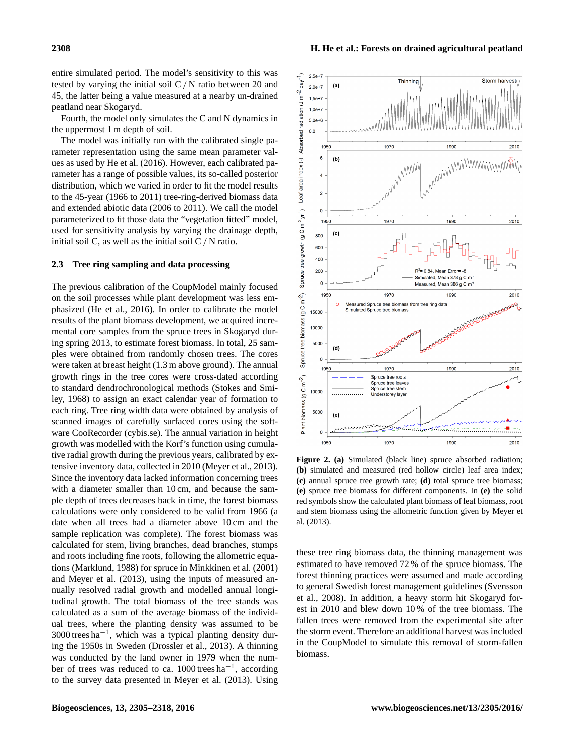entire simulated period. The model's sensitivity to this was tested by varying the initial soil C / N ratio between 20 and 45, the latter being a value measured at a nearby un-drained peatland near Skogaryd.

Fourth, the model only simulates the C and N dynamics in the uppermost 1 m depth of soil.

The model was initially run with the calibrated single parameter representation using the same mean parameter values as used by He et al. (2016). However, each calibrated parameter has a range of possible values, its so-called posterior distribution, which we varied in order to fit the model results to the 45-year (1966 to 2011) tree-ring-derived biomass data and extended abiotic data (2006 to 2011). We call the model parameterized to fit those data the "vegetation fitted" model, used for sensitivity analysis by varying the drainage depth, initial soil C, as well as the initial soil C / N ratio.

## 2.3 Tree ring sampling and data processing

The previous calibration of the CoupModel mainly focused on the soil processes while plant development was less emphasized (He et al., 2016). In order to calibrate the model results of the plant biomass development, we acquired incremental core samples from the spruce trees in Skogaryd during spring 2013, to estimate forest biomass. In total, 25 samples were obtained from randomly chosen trees. The cores were taken at breast height (1.3 m above ground). The annual growth rings in the tree cores were cross-dated according to standard dendrochronological methods (Stokes and Smiley, 1968) to assign an exact calendar year of formation to each ring. Tree ring width data were obtained by analysis of scanned images of carefully surfaced cores using the software CooRecorder (cybis.se). The annual variation in height growth was modelled with the Korf's function using cumulative radial growth during the previous years, calibrated by extensive inventory data, collected in 2010 (Meyer et al., 2013). Since the inventory data lacked information concerning trees with a diameter smaller than 10 cm, and because the sample depth of trees decreases back in time, the forest biomass calculations were only considered to be valid from 1966 (a date when all trees had a diameter above 10 cm and the sample replication was complete). The forest biomass was calculated for stem, living branches, dead branches, stumps and roots including fine roots, following the allometric equations (Marklund, 1988) for spruce in Minkkinen et al. (2001) and Meyer et al. (2013), using the inputs of measured annually resolved radial growth and modelled annual longitudinal growth. The total biomass of the tree stands was calculated as a sum of the average biomass of the individual trees, where the planting density was assumed to be 3000 trees $ha^{-1}$, which was a typical planting density during the 1950s in Sweden (Drossler et al., 2013). A thinning was conducted by the land owner in 1979 when the number of trees was reduced to ca. 1000 trees $ha^{-1}$, according to the survey data presented in Meyer et al. (2013). Using these tree ring biomass data, the thinning management was estimated to have removed 72 % of the spruce biomass. The forest thinning practices were assumed and made according to general Swedish forest management guidelines (Svensson et al., 2008). In addition, a heavy storm hit Skogaryd forest in 2010 and blew down 10 % of the tree biomass. The fallen trees were removed from the experimental site after the storm event. Therefore an additional harvest was included in the CoupModel to simulate this removal of storm-fallen biomass.

**Figure 2. (a)** Simulated (black line) spruce absorbed radiation; **(b)** simulated and measured (red hollow circle) leaf area index; **(c)** annual spruce tree growth rate; **(d)** total spruce tree biomass; **(e)** spruce tree biomass for different components. In **(e)** the solid red symbols show the calculated plant biomass of leaf biomass, root and stem biomass using the allometric function given by Meyer et al. (2013).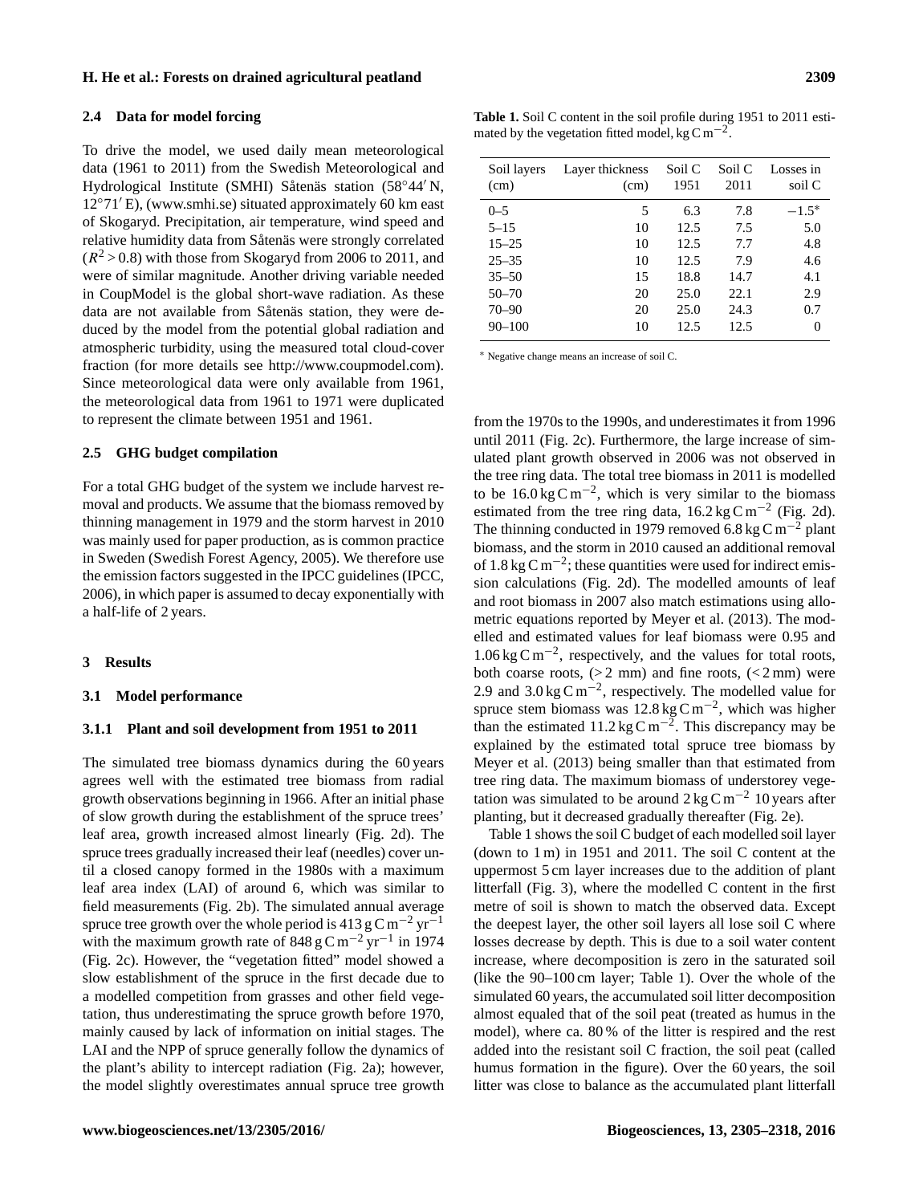### 2.4 Data for model forcing

To drive the model, we used daily mean meteorological data (1961 to 2011) from the Swedish Meteorological and Hydrological Institute (SMHI) Såtenäs station (58°44′ N, 12°71′ E), (www.smhi.se) situated approximately 60 km east of Skogaryd. Precipitation, air temperature, wind speed and relative humidity data from Såtenäs were strongly correlated ($R^2 > 0.8$) with those from Skogaryd from 2006 to 2011, and were of similar magnitude. Another driving variable needed in CoupModel is the global short-wave radiation. As these data are not available from Såtenäs station, they were deduced by the model from the potential global radiation and atmospheric turbidity, using the measured total cloud-cover fraction (for more details see http://www.coupmodel.com). Since meteorological data were only available from 1961, the meteorological data from 1961 to 1971 were duplicated to represent the climate between 1951 and 1961.

### 2.5 GHG budget compilation

For a total GHG budget of the system we include harvest removal and products. We assume that the biomass removed by thinning management in 1979 and the storm harvest in 2010 was mainly used for paper production, as is common practice in Sweden (Swedish Forest Agency, 2005). We therefore use the emission factors suggested in the IPCC guidelines (IPCC, 2006), in which paper is assumed to decay exponentially with a half-life of 2 years.

## 3 Results

### 3.1 Model performance

#### 3.1.1 Plant and soil development from 1951 to 2011

The simulated tree biomass dynamics during the 60 years agrees well with the estimated tree biomass from radial growth observations beginning in 1966. After an initial phase of slow growth during the establishment of the spruce trees' leaf area, growth increased almost linearly (Fig. 2d). The spruce trees gradually increased their leaf (needles) cover until a closed canopy formed in the 1980s with a maximum leaf area index (LAI) of around 6, which was similar to field measurements (Fig. 2b). The simulated annual average spruce tree growth over the whole period is $413\,\mathrm{g\,C\,m^{-2}\,yr^{-1}}$ with the maximum growth rate of $848\,\mathrm{g\,C\,m^{-2}\,yr^{-1}}$ in 1974 (Fig. 2c). However, the "vegetation fitted" model showed a slow establishment of the spruce in the first decade due to a modelled competition from grasses and other field vegetation, thus underestimating the spruce growth before 1970, mainly caused by lack of information on initial stages. The LAI and the NPP of spruce generally follow the dynamics of the plant's ability to intercept radiation (Fig. 2a); however, the model slightly overestimates annual spruce tree growth from the 1970s to the 1990s, and underestimates it from 1996 until 2011 (Fig. 2c). Furthermore, the large increase of simulated plant growth observed in 2006 was not observed in the tree ring data. The total tree biomass in 2011 is modelled to be $16.0\,\mathrm{kg\,C\,m^{-2}}$, which is very similar to the biomass estimated from the tree ring data, $16.2\,\mathrm{kg\,C\,m^{-2}}$ (Fig. 2d). The thinning conducted in 1979 removed $6.8\,\mathrm{kg\,C\,m^{-2}}$ plant biomass, and the storm in 2010 caused an additional removal of $1.8\,\mathrm{kg\,C\,m^{-2}}$; these quantities were used for indirect emission calculations (Fig. 2d). The modelled amounts of leaf and root biomass in 2007 also match estimations using allometric equations reported by Meyer et al. (2013). The modelled and estimated values for leaf biomass were 0.95 and $1.06\,\mathrm{kg\,C\,m^{-2}}$, respectively, and the values for total roots, both coarse roots, ($>2$ mm) and fine roots, ($<2$ mm) were 2.9 and $3.0\,\mathrm{kg\,C\,m^{-2}}$, respectively. The modelled value for spruce stem biomass was $12.8\,\mathrm{kg\,C\,m^{-2}}$, which was higher than the estimated $11.2\,\mathrm{kg\,C\,m^{-2}}$. This discrepancy may be explained by the estimated total spruce tree biomass by Meyer et al. (2013) being smaller than that estimated from tree ring data. The maximum biomass of understorey vegetation was simulated to be around $2\,\mathrm{kg\,C\,m^{-2}}$ 10 years after planting, but it decreased gradually thereafter (Fig. 2e).

**Table 1.** Soil C content in the soil profile during 1951 to 2011 estimated by the vegetation fitted model, $\mathrm{kg\,C\,m^{-2}}$.

| Soil layers (cm) | Layer thickness (cm) | Soil C 1951 | Soil C 2011 | Losses in soil C |
|---|---|---|---|---|
| 0–5 | 5 | 6.3 | 7.8 | −1.5* |
| 5–15 | 10 | 12.5 | 7.5 | 5.0 |
| 15–25 | 10 | 12.5 | 7.7 | 4.8 |
| 25–35 | 10 | 12.5 | 7.9 | 4.6 |
| 35–50 | 15 | 18.8 | 14.7 | 4.1 |
| 50–70 | 20 | 25.0 | 22.1 | 2.9 |
| 70–90 | 20 | 25.0 | 24.3 | 0.7 |
| 90–100 | 10 | 12.5 | 12.5 | 0 |

* Negative change means an increase of soil C.

Table 1 shows the soil C budget of each modelled soil layer (down to 1 m) in 1951 and 2011. The soil C content at the uppermost 5 cm layer increases due to the addition of plant litterfall (Fig. 3), where the modelled C content in the first metre of soil is shown to match the observed data. Except the deepest layer, the other soil layers all lose soil C where losses decrease by depth. This is due to a soil water content increase, where decomposition is zero in the saturated soil (like the 90–100 cm layer; Table 1). Over the whole of the simulated 60 years, the accumulated soil litter decomposition almost equaled that of the soil peat (treated as humus in the model), where ca. 80 % of the litter is respired and the rest added into the resistant soil C fraction, the soil peat (called humus formation in the figure). Over the 60 years, the soil litter was close to balance as the accumulated plant litterfall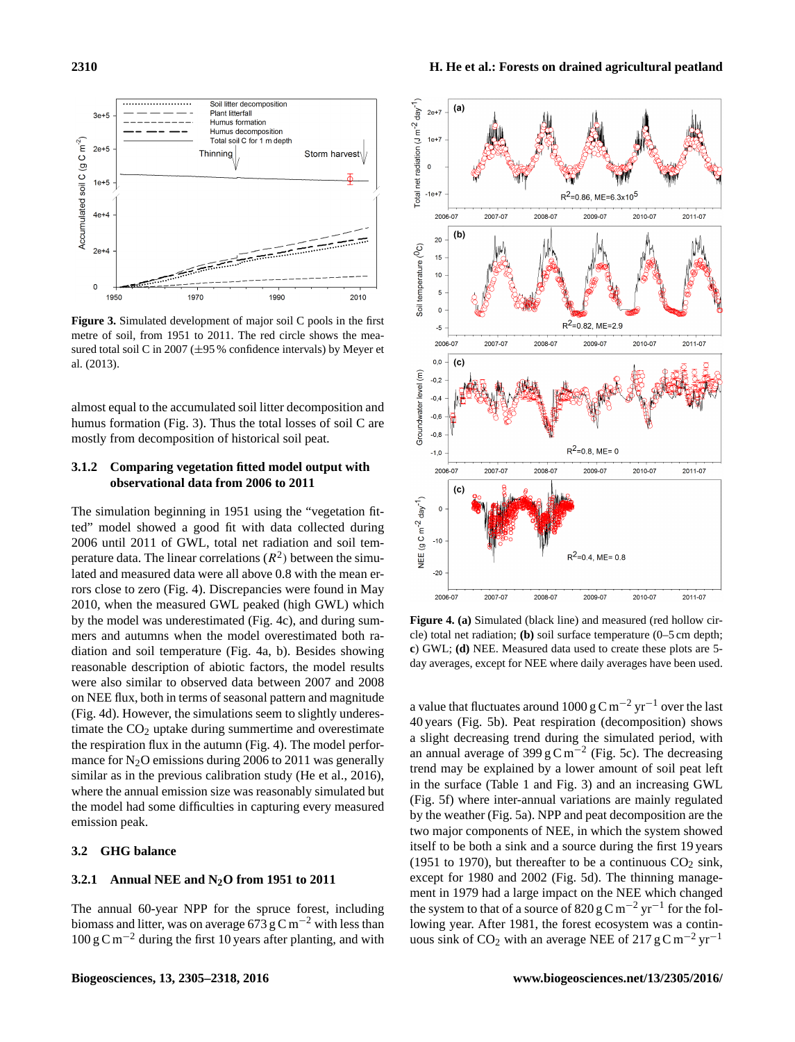**Figure 3.** Simulated development of major soil C pools in the first metre of soil, from 1951 to 2011. The red circle shows the measured total soil C in 2007 (±95 % confidence intervals) by Meyer et al. (2013).

almost equal to the accumulated soil litter decomposition and humus formation (Fig. 3). Thus the total losses of soil C are mostly from decomposition of historical soil peat.

### 3.1.2 Comparing vegetation fitted model output with observational data from 2006 to 2011

The simulation beginning in 1951 using the "vegetation fitted" model showed a good fit with data collected during 2006 until 2011 of GWL, total net radiation and soil temperature data. The linear correlations ($R^2$) between the simulated and measured data were all above 0.8 with the mean errors close to zero (Fig. 4). Discrepancies were found in May 2010, when the measured GWL peaked (high GWL) which by the model was underestimated (Fig. 4c), and during summers and autumns when the model overestimated both radiation and soil temperature (Fig. 4a, b). Besides showing reasonable description of abiotic factors, the model results were also similar to observed data between 2007 and 2008 on NEE flux, both in terms of seasonal pattern and magnitude (Fig. 4d). However, the simulations seem to slightly underestimate the $CO_2$ uptake during summertime and overestimate the respiration flux in the autumn (Fig. 4). The model performance for $N_2O$ emissions during 2006 to 2011 was generally similar as in the previous calibration study (He et al., 2016), where the annual emission size was reasonably simulated but the model had some difficulties in capturing every measured emission peak.

## 3.2 GHG balance

### 3.2.1 Annual NEE and $N_2O$ from 1951 to 2011

The annual 60-year NPP for the spruce forest, including biomass and litter, was on average 673 $g\,C\,m^{-2}$ with less than 100 $g\,C\,m^{-2}$ during the first 10 years after planting, and with

**Figure 4. (a)** Simulated (black line) and measured (red hollow circle) total net radiation; **(b)** soil surface temperature (0–5 cm depth; **c)** GWL; **(d)** NEE. Measured data used to create these plots are 5-day averages, except for NEE where daily averages have been used.

a value that fluctuates around 1000 $g\,C\,m^{-2}\,yr^{-1}$ over the last 40 years (Fig. 5b). Peat respiration (decomposition) shows a slight decreasing trend during the simulated period, with an annual average of 399 $g\,C\,m^{-2}$ (Fig. 5c). The decreasing trend may be explained by a lower amount of soil peat left in the surface (Table 1 and Fig. 3) and an increasing GWL (Fig. 5f) where inter-annual variations are mainly regulated by the weather (Fig. 5a). NPP and peat decomposition are the two major components of NEE, in which the system showed itself to be both a sink and a source during the first 19 years (1951 to 1970), but thereafter to be a continuous $CO_2$ sink, except for 1980 and 2002 (Fig. 5d). The thinning management in 1979 had a large impact on the NEE which changed the system to that of a source of 820 $g\,C\,m^{-2}\,yr^{-1}$ for the following year. After 1981, the forest ecosystem was a continuous sink of $CO_2$ with an average NEE of 217 $g\,C\,m^{-2}\,yr^{-1}$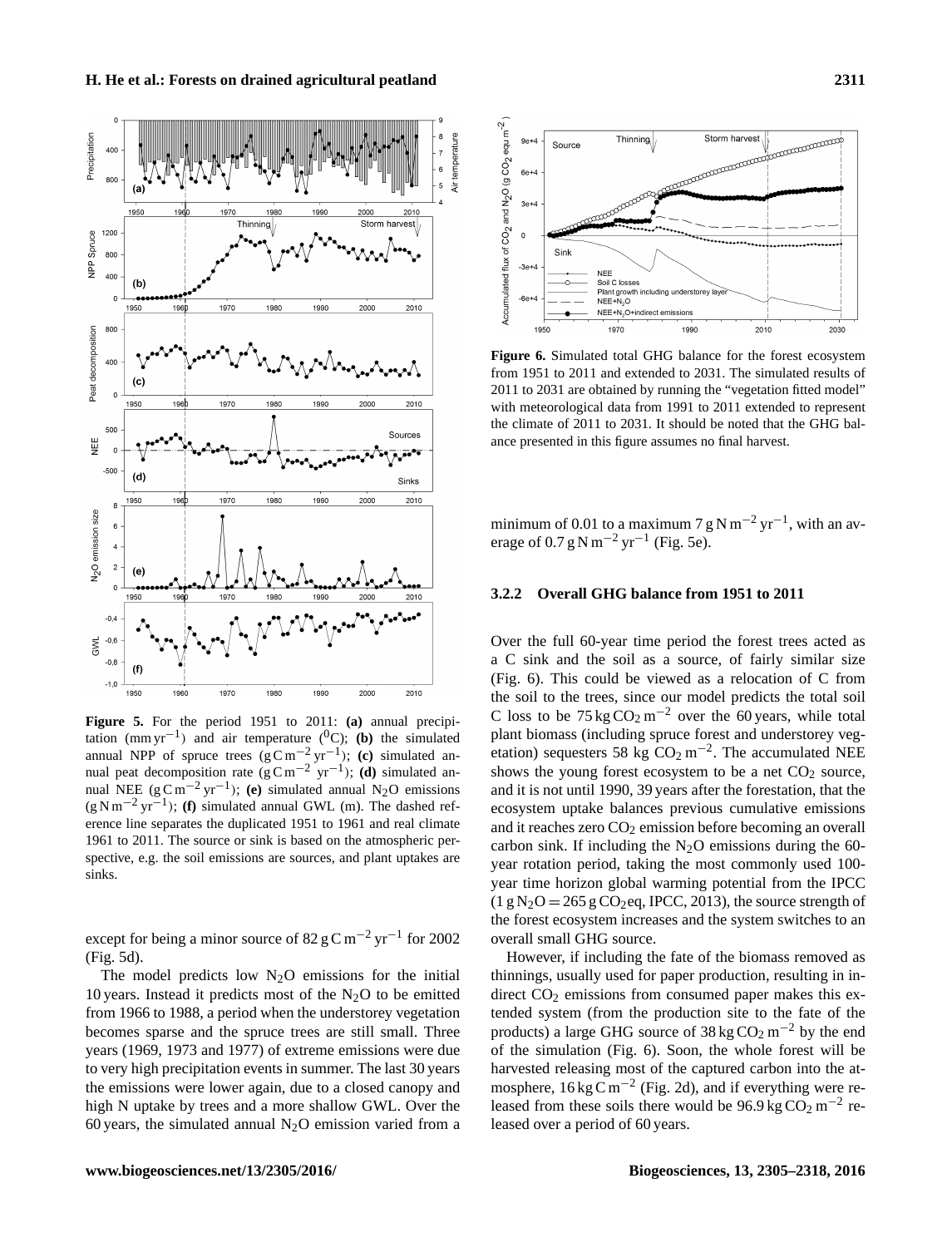**Figure 5.** For the period 1951 to 2011: **(a)** annual precipitation (mm $yr^{-1}$) and air temperature ($^{0}$C); **(b)** the simulated annual NPP of spruce trees (g C $m^{-2}$ $yr^{-1}$); **(c)** simulated annual peat decomposition rate (g C $m^{-2}$ $yr^{-1}$); **(d)** simulated annual NEE (g C $m^{-2}$ $yr^{-1}$); **(e)** simulated annual $N_2O$ emissions (g N $m^{-2}$ $yr^{-1}$); **(f)** simulated annual GWL (m). The dashed reference line separates the duplicated 1951 to 1961 and real climate 1961 to 2011. The source or sink is based on the atmospheric perspective, e.g. the soil emissions are sources, and plant uptakes are sinks.

except for being a minor source of 82 g C $m^{-2}$ $yr^{-1}$ for 2002 (Fig. 5d).

The model predicts low $N_2O$ emissions for the initial 10 years. Instead it predicts most of the $N_2O$ to be emitted from 1966 to 1988, a period when the understorey vegetation becomes sparse and the spruce trees are still small. Three years (1969, 1973 and 1977) of extreme emissions were due to very high precipitation events in summer. The last 30 years the emissions were lower again, due to a closed canopy and high N uptake by trees and a more shallow GWL. Over the 60 years, the simulated annual $N_2O$ emission varied from a minimum of 0.01 to a maximum 7 g N $m^{-2}$ $yr^{-1}$, with an average of 0.7 g N $m^{-2}$ $yr^{-1}$ (Fig. 5e).

**Figure 6.** Simulated total GHG balance for the forest ecosystem from 1951 to 2011 and extended to 2031. The simulated results of 2011 to 2031 are obtained by running the "vegetation fitted model" with meteorological data from 1991 to 2011 extended to represent the climate of 2011 to 2031. It should be noted that the GHG balance presented in this figure assumes no final harvest.

### 3.2.2 Overall GHG balance from 1951 to 2011

Over the full 60-year time period the forest trees acted as a C sink and the soil as a source, of fairly similar size (Fig. 6). This could be viewed as a relocation of C from the soil to the trees, since our model predicts the total soil C loss to be 75 kg $CO_2$ $m^{-2}$ over the 60 years, while total plant biomass (including spruce forest and understorey vegetation) sequesters 58 kg $CO_2$ $m^{-2}$. The accumulated NEE shows the young forest ecosystem to be a net $CO_2$ source, and it is not until 1990, 39 years after the forestation, that the ecosystem uptake balances previous cumulative emissions and it reaches zero $CO_2$ emission before becoming an overall carbon sink. If including the $N_2O$ emissions during the 60-year rotation period, taking the most commonly used 100-year time horizon global warming potential from the IPCC (1 g $N_2O$ = 265 g $CO_2$eq, IPCC, 2013), the source strength of the forest ecosystem increases and the system switches to an overall small GHG source.

However, if including the fate of the biomass removed as thinnings, usually used for paper production, resulting in indirect $CO_2$ emissions from consumed paper makes this extended system (from the production site to the fate of the products) a large GHG source of 38 kg $CO_2$ $m^{-2}$ by the end of the simulation (Fig. 6). Soon, the whole forest will be harvested releasing most of the captured carbon into the atmosphere, 16 kg C $m^{-2}$ (Fig. 2d), and if everything were released from these soils there would be 96.9 kg $CO_2$ $m^{-2}$ released over a period of 60 years.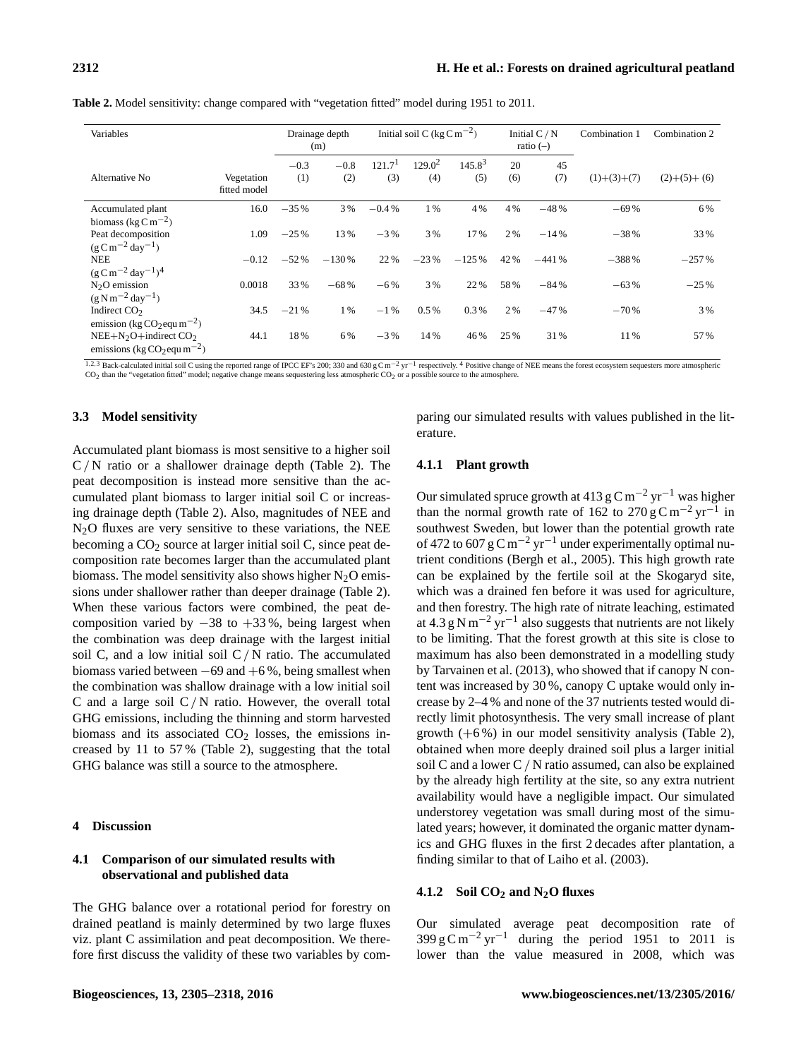**Table 2.** Model sensitivity: change compared with "vegetation fitted" model during 1951 to 2011.

| Variables | | Drainage depth (m) | | Initial soil C ($kg\,C\,m^{-2}$) | | | Initial C / N ratio (–) | | Combination 1 | Combination 2 |
|---|---|---|---|---|---|---|---|---|---|---|
| | | −0.3 | −0.8 | 121.7[1] | 129.0[2] | 145.8[3] | 20 | 45 | | |
| Alternative No | Vegetation fitted model | (1) | (2) | (3) | (4) | (5) | (6) | (7) | (1)+(3)+(7) | (2)+(5)+ (6) |
| Accumulated plant biomass ($kg\,C\,m^{-2}$) | 16.0 | −35 % | 3 % | −0.4 % | 1 % | 4 % | 4 % | −48 % | −69 % | 6 % |
| Peat decomposition ($g\,C\,m^{-2}\,day^{-1}$) | 1.09 | −25 % | 13 % | −3 % | 3 % | 17 % | 2 % | −14 % | −38 % | 33 % |
| NEE ($g\,C\,m^{-2}\,day^{-1}$)[4] | −0.12 | −52 % | −130 % | 22 % | −23 % | −125 % | 42 % | −441 % | −388 % | −257 % |
| $N_2O$ emission ($g\,N\,m^{-2}\,day^{-1}$) | 0.0018 | 33 % | −68 % | −6 % | 3 % | 22 % | 58 % | −84 % | −63 % | −25 % |
| Indirect $CO_2$ emission ($kg\,CO_2$ equ $m^{-2}$) | 34.5 | −21 % | 1 % | −1 % | 0.5 % | 0.3 % | 2 % | −47 % | −70 % | 3 % |
| NEE+$N_2O$+indirect $CO_2$ emissions ($kg\,CO_2$ equ $m^{-2}$) | 44.1 | 18 % | 6 % | −3 % | 14 % | 46 % | 25 % | 31 % | 11 % | 57 % |

[1,2,3] Back-calculated initial soil C using the reported range of IPCC EF's 200; 330 and 630 $g\,C\,m^{-2}\,yr^{-1}$ respectively. [4] Positive change of NEE means the forest ecosystem sequesters more atmospheric $CO_2$ than the "vegetation fitted" model; negative change means sequestering less atmospheric $CO_2$ or a possible source to the atmosphere.

### 3.3 Model sensitivity

Accumulated plant biomass is most sensitive to a higher soil C / N ratio or a shallower drainage depth (Table 2). The peat decomposition is instead more sensitive than the accumulated plant biomass to larger initial soil C or increasing drainage depth (Table 2). Also, magnitudes of NEE and $N_2O$ fluxes are very sensitive to these variations, the NEE becoming a $CO_2$ source at larger initial soil C, since peat decomposition rate becomes larger than the accumulated plant biomass. The model sensitivity also shows higher $N_2O$ emissions under shallower rather than deeper drainage (Table 2). When these various factors were combined, the peat decomposition varied by −38 to +33 %, being largest when the combination was deep drainage with the largest initial soil C, and a low initial soil C / N ratio. The accumulated biomass varied between −69 and +6 %, being smallest when the combination was shallow drainage with a low initial soil C and a large soil C / N ratio. However, the overall total GHG emissions, including the thinning and storm harvested biomass and its associated $CO_2$ losses, the emissions increased by 11 to 57 % (Table 2), suggesting that the total GHG balance was still a source to the atmosphere.

## 4 Discussion

### 4.1 Comparison of our simulated results with observational and published data

The GHG balance over a rotational period for forestry on drained peatland is mainly determined by two large fluxes viz. plant C assimilation and peat decomposition. We therefore first discuss the validity of these two variables by comparing our simulated results with values published in the literature.

#### 4.1.1 Plant growth

Our simulated spruce growth at 413 $g\,C\,m^{-2}\,yr^{-1}$ was higher than the normal growth rate of 162 to 270 $g\,C\,m^{-2}\,yr^{-1}$ in southwest Sweden, but lower than the potential growth rate of 472 to 607 $g\,C\,m^{-2}\,yr^{-1}$ under experimentally optimal nutrient conditions (Bergh et al., 2005). This high growth rate can be explained by the fertile soil at the Skogaryd site, which was a drained fen before it was used for agriculture, and then forestry. The high rate of nitrate leaching, estimated at 4.3 $g\,N\,m^{-2}\,yr^{-1}$ also suggests that nutrients are not likely to be limiting. That the forest growth at this site is close to maximum has also been demonstrated in a modelling study by Tarvainen et al. (2013), who showed that if canopy N content was increased by 30 %, canopy C uptake would only increase by 2–4 % and none of the 37 nutrients tested would directly limit photosynthesis. The very small increase of plant growth (+6 %) in our model sensitivity analysis (Table 2), obtained when more deeply drained soil plus a larger initial soil C and a lower C / N ratio assumed, can also be explained by the already high fertility at the site, so any extra nutrient availability would have a negligible impact. Our simulated understorey vegetation was small during most of the simulated years; however, it dominated the organic matter dynamics and GHG fluxes in the first 2 decades after plantation, a finding similar to that of Laiho et al. (2003).

#### 4.1.2 Soil $CO_2$ and $N_2O$ fluxes

Our simulated average peat decomposition rate of 399 $g\,C\,m^{-2}\,yr^{-1}$ during the period 1951 to 2011 is lower than the value measured in 2008, which was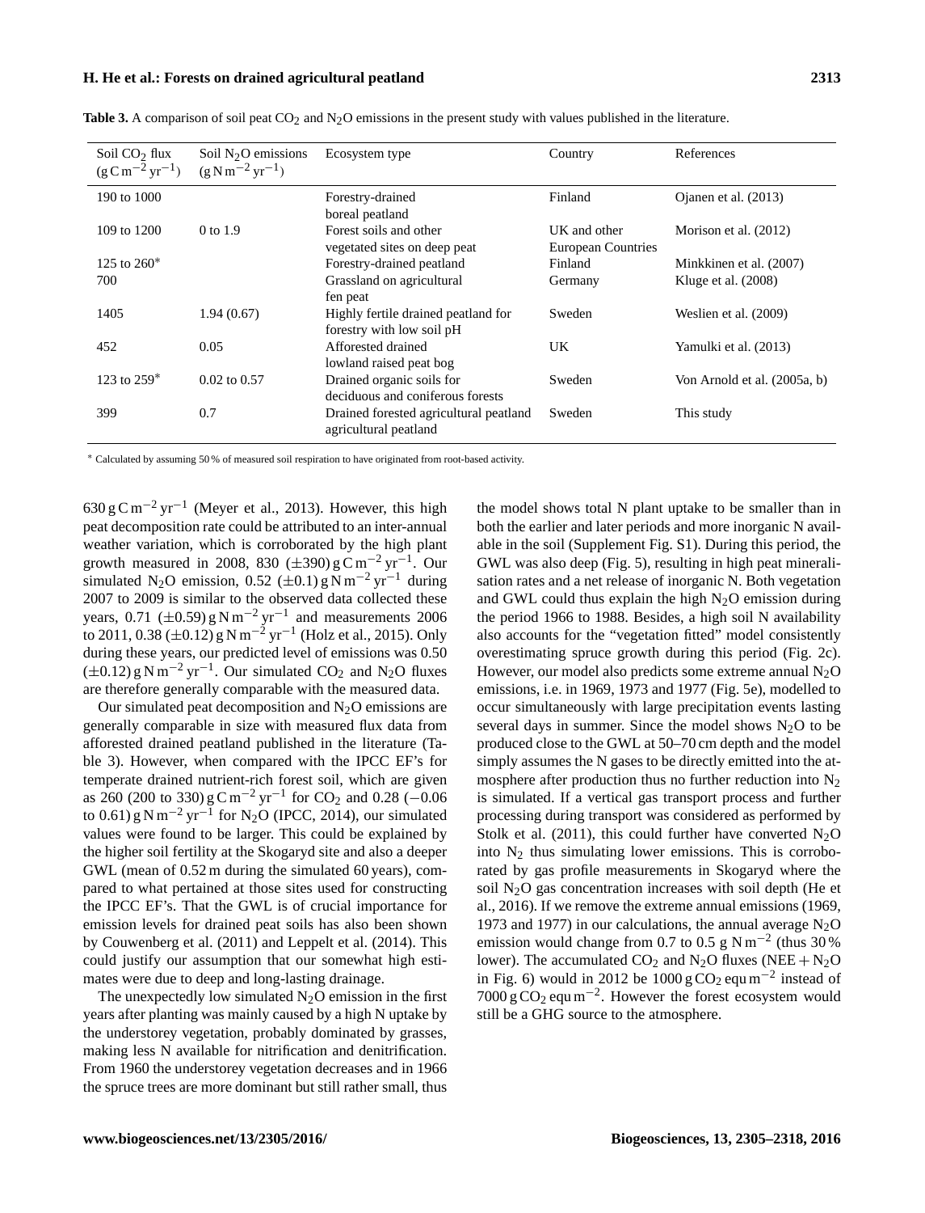**Table 3.** A comparison of soil peat $CO_2$ and $N_2O$ emissions in the present study with values published in the literature.

| Soil $CO_2$ flux ($g\,C\,m^{-2}\,yr^{-1}$) | Soil $N_2O$ emissions ($g\,N\,m^{-2}\,yr^{-1}$) | Ecosystem type | Country | References |
|---|---|---|---|---|
| 190 to 1000 | | Forestry-drained boreal peatland | Finland | Ojanen et al. (2013) |
| 109 to 1200 | 0 to 1.9 | Forest soils and other vegetated sites on deep peat | UK and other European Countries | Morison et al. (2012) |
| 125 to 260* | | Forestry-drained peatland | Finland | Minkkinen et al. (2007) |
| 700 | | Grassland on agricultural fen peat | Germany | Kluge et al. (2008) |
| 1405 | 1.94 (0.67) | Highly fertile drained peatland for forestry with low soil pH | Sweden | Weslien et al. (2009) |
| 452 | 0.05 | Afforested drained lowland raised peat bog | UK | Yamulki et al. (2013) |
| 123 to 259* | 0.02 to 0.57 | Drained organic soils for deciduous and coniferous forests | Sweden | Von Arnold et al. (2005a, b) |
| 399 | 0.7 | Drained forested agricultural peatland agricultural peatland | Sweden | This study |

* Calculated by assuming 50 % of measured soil respiration to have originated from root-based activity.

630 $g\,C\,m^{-2}\,yr^{-1}$ (Meyer et al., 2013). However, this high peat decomposition rate could be attributed to an inter-annual weather variation, which is corroborated by the high plant growth measured in 2008, 830 ($\pm$390) $g\,C\,m^{-2}\,yr^{-1}$. Our simulated $N_2O$ emission, 0.52 ($\pm$0.1) $g\,N\,m^{-2}\,yr^{-1}$ during 2007 to 2009 is similar to the observed data collected these years, 0.71 ($\pm$0.59) $g\,N\,m^{-2}\,yr^{-1}$ and measurements 2006 to 2011, 0.38 ($\pm$0.12) $g\,N\,m^{-2}\,yr^{-1}$ (Holz et al., 2015). Only during these years, our predicted level of emissions was 0.50 ($\pm$0.12) $g\,N\,m^{-2}\,yr^{-1}$. Our simulated $CO_2$ and $N_2O$ fluxes are therefore generally comparable with the measured data.

Our simulated peat decomposition and $N_2O$ emissions are generally comparable in size with measured flux data from afforested drained peatland published in the literature (Table 3). However, when compared with the IPCC EF's for temperate drained nutrient-rich forest soil, which are given as 260 (200 to 330) $g\,C\,m^{-2}\,yr^{-1}$ for $CO_2$ and 0.28 ($-$0.06 to 0.61) $g\,N\,m^{-2}\,yr^{-1}$ for $N_2O$ (IPCC, 2014), our simulated values were found to be larger. This could be explained by the higher soil fertility at the Skogaryd site and also a deeper GWL (mean of 0.52 m during the simulated 60 years), compared to what pertained at those sites used for constructing the IPCC EF's. That the GWL is of crucial importance for emission levels for drained peat soils has also been shown by Couwenberg et al. (2011) and Leppelt et al. (2014). This could justify our assumption that our somewhat high estimates were due to deep and long-lasting drainage.

The unexpectedly low simulated $N_2O$ emission in the first years after planting was mainly caused by a high N uptake by the understorey vegetation, probably dominated by grasses, making less N available for nitrification and denitrification. From 1960 the understorey vegetation decreases and in 1966 the spruce trees are more dominant but still rather small, thus the model shows total N plant uptake to be smaller than in both the earlier and later periods and more inorganic N available in the soil (Supplement Fig. S1). During this period, the GWL was also deep (Fig. 5), resulting in high peat mineralisation rates and a net release of inorganic N. Both vegetation and GWL could thus explain the high $N_2O$ emission during the period 1966 to 1988. Besides, a high soil N availability also accounts for the "vegetation fitted" model consistently overestimating spruce growth during this period (Fig. 2c). However, our model also predicts some extreme annual $N_2O$ emissions, i.e. in 1969, 1973 and 1977 (Fig. 5e), modelled to occur simultaneously with large precipitation events lasting several days in summer. Since the model shows $N_2O$ to be produced close to the GWL at 50–70 cm depth and the model simply assumes the N gases to be directly emitted into the atmosphere after production thus no further reduction into $N_2$ is simulated. If a vertical gas transport process and further processing during transport was considered as performed by Stolk et al. (2011), this could further have converted $N_2O$ into $N_2$ thus simulating lower emissions. This is corroborated by gas profile measurements in Skogaryd where the soil $N_2O$ gas concentration increases with soil depth (He et al., 2016). If we remove the extreme annual emissions (1969, 1973 and 1977) in our calculations, the annual average $N_2O$ emission would change from 0.7 to 0.5 $g\,N\,m^{-2}$ (thus 30 % lower). The accumulated $CO_2$ and $N_2O$ fluxes (NEE + $N_2O$ in Fig. 6) would in 2012 be 1000 $g\,CO_2\,equ\,m^{-2}$ instead of 7000 $g\,CO_2\,equ\,m^{-2}$. However the forest ecosystem would still be a GHG source to the atmosphere.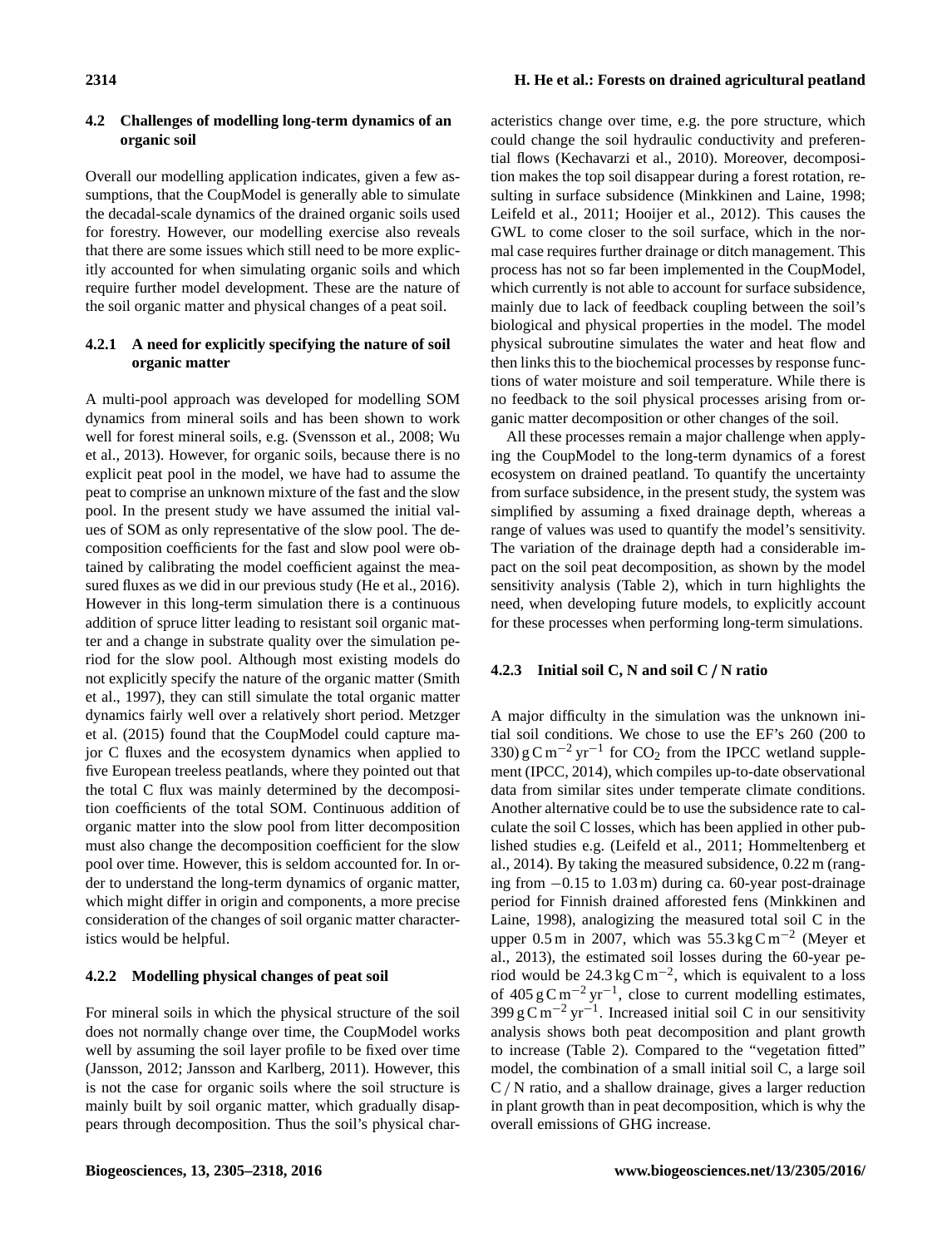### 4.2 Challenges of modelling long-term dynamics of an organic soil

Overall our modelling application indicates, given a few assumptions, that the CoupModel is generally able to simulate the decadal-scale dynamics of the drained organic soils used for forestry. However, our modelling exercise also reveals that there are some issues which still need to be more explicitly accounted for when simulating organic soils and which require further model development. These are the nature of the soil organic matter and physical changes of a peat soil.

#### 4.2.1 A need for explicitly specifying the nature of soil organic matter

A multi-pool approach was developed for modelling SOM dynamics from mineral soils and has been shown to work well for forest mineral soils, e.g. (Svensson et al., 2008; Wu et al., 2013). However, for organic soils, because there is no explicit peat pool in the model, we have had to assume the peat to comprise an unknown mixture of the fast and the slow pool. In the present study we have assumed the initial values of SOM as only representative of the slow pool. The decomposition coefficients for the fast and slow pool were obtained by calibrating the model coefficient against the measured fluxes as we did in our previous study (He et al., 2016). However in this long-term simulation there is a continuous addition of spruce litter leading to resistant soil organic matter and a change in substrate quality over the simulation period for the slow pool. Although most existing models do not explicitly specify the nature of the organic matter (Smith et al., 1997), they can still simulate the total organic matter dynamics fairly well over a relatively short period. Metzger et al. (2015) found that the CoupModel could capture major C fluxes and the ecosystem dynamics when applied to five European treeless peatlands, where they pointed out that the total C flux was mainly determined by the decomposition coefficients of the total SOM. Continuous addition of organic matter into the slow pool from litter decomposition must also change the decomposition coefficient for the slow pool over time. However, this is seldom accounted for. In order to understand the long-term dynamics of organic matter, which might differ in origin and components, a more precise consideration of the changes of soil organic matter characteristics would be helpful.

#### 4.2.2 Modelling physical changes of peat soil

For mineral soils in which the physical structure of the soil does not normally change over time, the CoupModel works well by assuming the soil layer profile to be fixed over time (Jansson, 2012; Jansson and Karlberg, 2011). However, this is not the case for organic soils where the soil structure is mainly built by soil organic matter, which gradually disappears through decomposition. Thus the soil's physical characteristics change over time, e.g. the pore structure, which could change the soil hydraulic conductivity and preferential flows (Kechavarzi et al., 2010). Moreover, decomposition makes the top soil disappear during a forest rotation, resulting in surface subsidence (Minkkinen and Laine, 1998; Leifeld et al., 2011; Hooijer et al., 2012). This causes the GWL to come closer to the soil surface, which in the normal case requires further drainage or ditch management. This process has not so far been implemented in the CoupModel, which currently is not able to account for surface subsidence, mainly due to lack of feedback coupling between the soil's biological and physical properties in the model. The model physical subroutine simulates the water and heat flow and then links this to the biochemical processes by response functions of water moisture and soil temperature. While there is no feedback to the soil physical processes arising from organic matter decomposition or other changes of the soil.

All these processes remain a major challenge when applying the CoupModel to the long-term dynamics of a forest ecosystem on drained peatland. To quantify the uncertainty from surface subsidence, in the present study, the system was simplified by assuming a fixed drainage depth, whereas a range of values was used to quantify the model's sensitivity. The variation of the drainage depth had a considerable impact on the soil peat decomposition, as shown by the model sensitivity analysis (Table 2), which in turn highlights the need, when developing future models, to explicitly account for these processes when performing long-term simulations.

#### 4.2.3 Initial soil C, N and soil C / N ratio

A major difficulty in the simulation was the unknown initial soil conditions. We chose to use the EF's 260 (200 to 330) $\mathrm{g\,C\,m^{-2}\,yr^{-1}}$ for $CO_2$ from the IPCC wetland supplement (IPCC, 2014), which compiles up-to-date observational data from similar sites under temperate climate conditions. Another alternative could be to use the subsidence rate to calculate the soil C losses, which has been applied in other published studies e.g. (Leifeld et al., 2011; Hommeltenberg et al., 2014). By taking the measured subsidence, 0.22 m (ranging from −0.15 to 1.03 m) during ca. 60-year post-drainage period for Finnish drained afforested fens (Minkkinen and Laine, 1998), analogizing the measured total soil C in the upper 0.5 m in 2007, which was $55.3\,\mathrm{kg\,C\,m^{-2}}$ (Meyer et al., 2013), the estimated soil losses during the 60-year period would be $24.3\,\mathrm{kg\,C\,m^{-2}}$, which is equivalent to a loss of $405\,\mathrm{g\,C\,m^{-2}\,yr^{-1}}$, close to current modelling estimates, $399\,\mathrm{g\,C\,m^{-2}\,yr^{-1}}$. Increased initial soil C in our sensitivity analysis shows both peat decomposition and plant growth to increase (Table 2). Compared to the "vegetation fitted" model, the combination of a small initial soil C, a large soil C / N ratio, and a shallow drainage, gives a larger reduction in plant growth than in peat decomposition, which is why the overall emissions of GHG increase.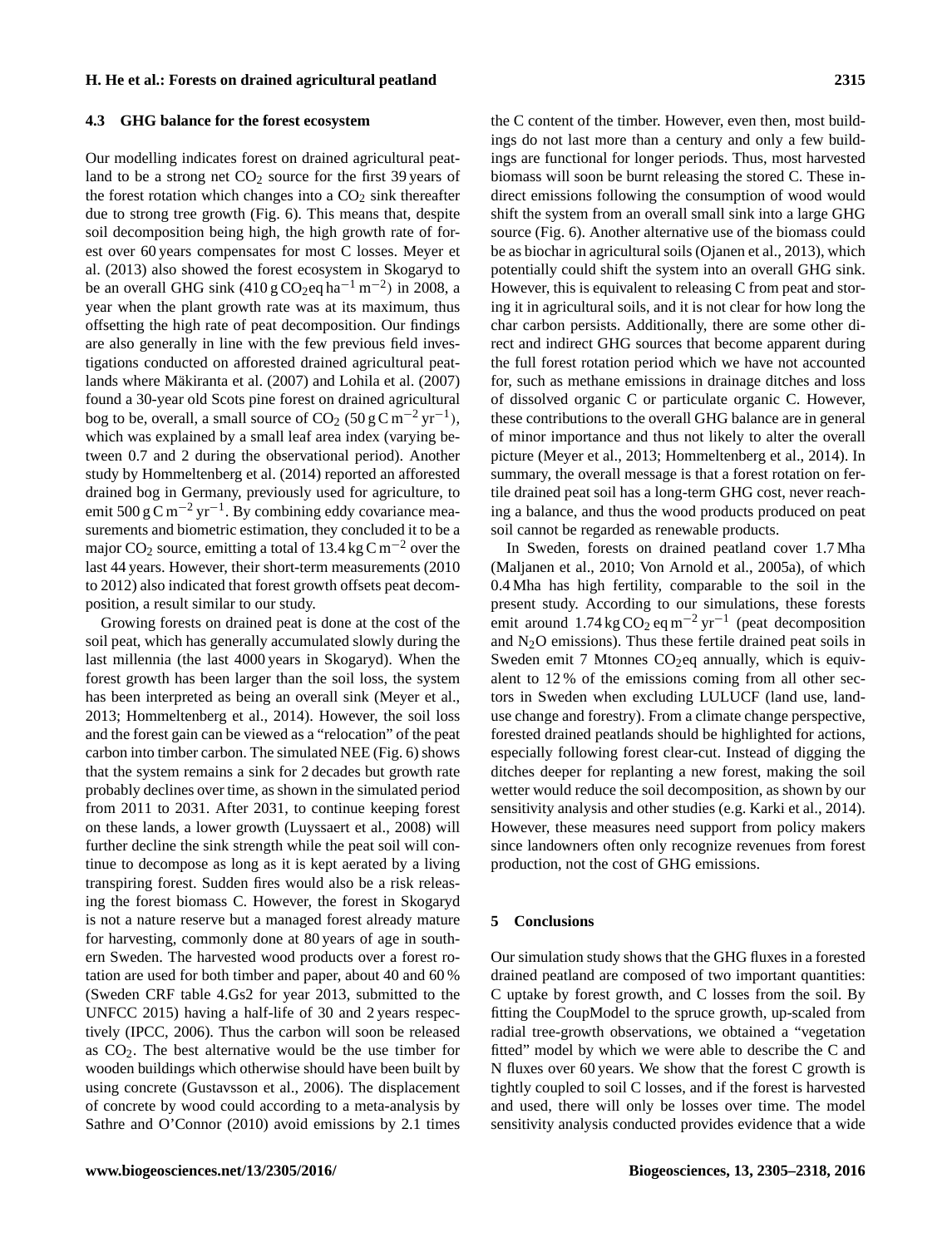### 4.3 GHG balance for the forest ecosystem

Our modelling indicates forest on drained agricultural peatland to be a strong net $CO_2$ source for the first 39 years of the forest rotation which changes into a $CO_2$ sink thereafter due to strong tree growth (Fig. 6). This means that, despite soil decomposition being high, the high growth rate of forest over 60 years compensates for most C losses. Meyer et al. (2013) also showed the forest ecosystem in Skogaryd to be an overall GHG sink (410 g $CO_2$eq $ha^{-1}$ $m^{-2}$) in 2008, a year when the plant growth rate was at its maximum, thus offsetting the high rate of peat decomposition. Our findings are also generally in line with the few previous field investigations conducted on afforested drained agricultural peatlands where Mäkiranta et al. (2007) and Lohila et al. (2007) found a 30-year old Scots pine forest on drained agricultural bog to be, overall, a small source of $CO_2$ (50 g C $m^{-2}$ $yr^{-1}$), which was explained by a small leaf area index (varying between 0.7 and 2 during the observational period). Another study by Hommeltenberg et al. (2014) reported an afforested drained bog in Germany, previously used for agriculture, to emit 500 g C $m^{-2}$ $yr^{-1}$. By combining eddy covariance measurements and biometric estimation, they concluded it to be a major $CO_2$ source, emitting a total of 13.4 kg C $m^{-2}$ over the last 44 years. However, their short-term measurements (2010 to 2012) also indicated that forest growth offsets peat decomposition, a result similar to our study.

Growing forests on drained peat is done at the cost of the soil peat, which has generally accumulated slowly during the last millennia (the last 4000 years in Skogaryd). When the forest growth has been larger than the soil loss, the system has been interpreted as being an overall sink (Meyer et al., 2013; Hommeltenberg et al., 2014). However, the soil loss and the forest gain can be viewed as a "relocation" of the peat carbon into timber carbon. The simulated NEE (Fig. 6) shows that the system remains a sink for 2 decades but growth rate probably declines over time, as shown in the simulated period from 2011 to 2031. After 2031, to continue keeping forest on these lands, a lower growth (Luyssaert et al., 2008) will further decline the sink strength while the peat soil will continue to decompose as long as it is kept aerated by a living transpiring forest. Sudden fires would also be a risk releasing the forest biomass C. However, the forest in Skogaryd is not a nature reserve but a managed forest already mature for harvesting, commonly done at 80 years of age in southern Sweden. The harvested wood products over a forest rotation are used for both timber and paper, about 40 and 60 % (Sweden CRF table 4.Gs2 for year 2013, submitted to the UNFCC 2015) having a half-life of 30 and 2 years respectively (IPCC, 2006). Thus the carbon will soon be released as $CO_2$. The best alternative would be the use timber for wooden buildings which otherwise should have been built by using concrete (Gustavsson et al., 2006). The displacement of concrete by wood could according to a meta-analysis by Sathre and O'Connor (2010) avoid emissions by 2.1 times the C content of the timber. However, even then, most buildings do not last more than a century and only a few buildings are functional for longer periods. Thus, most harvested biomass will soon be burnt releasing the stored C. These indirect emissions following the consumption of wood would shift the system from an overall small sink into a large GHG source (Fig. 6). Another alternative use of the biomass could be as biochar in agricultural soils (Ojanen et al., 2013), which potentially could shift the system into an overall GHG sink. However, this is equivalent to releasing C from peat and storing it in agricultural soils, and it is not clear for how long the char carbon persists. Additionally, there are some other direct and indirect GHG sources that become apparent during the full forest rotation period which we have not accounted for, such as methane emissions in drainage ditches and loss of dissolved organic C or particulate organic C. However, these contributions to the overall GHG balance are in general of minor importance and thus not likely to alter the overall picture (Meyer et al., 2013; Hommeltenberg et al., 2014). In summary, the overall message is that a forest rotation on fertile drained peat soil has a long-term GHG cost, never reaching a balance, and thus the wood products produced on peat soil cannot be regarded as renewable products.

In Sweden, forests on drained peatland cover 1.7 Mha (Maljanen et al., 2010; Von Arnold et al., 2005a), of which 0.4 Mha has high fertility, comparable to the soil in the present study. According to our simulations, these forests emit around 1.74 kg $CO_2$ eq $m^{-2}$ $yr^{-1}$ (peat decomposition and $N_2O$ emissions). Thus these fertile drained peat soils in Sweden emit 7 Mtonnes $CO_2$eq annually, which is equivalent to 12 % of the emissions coming from all other sectors in Sweden when excluding LULUCF (land use, land-use change and forestry). From a climate change perspective, forested drained peatlands should be highlighted for actions, especially following forest clear-cut. Instead of digging the ditches deeper for replanting a new forest, making the soil wetter would reduce the soil decomposition, as shown by our sensitivity analysis and other studies (e.g. Karki et al., 2014). However, these measures need support from policy makers since landowners often only recognize revenues from forest production, not the cost of GHG emissions.

## 5 Conclusions

Our simulation study shows that the GHG fluxes in a forested drained peatland are composed of two important quantities: C uptake by forest growth, and C losses from the soil. By fitting the CoupModel to the spruce growth, up-scaled from radial tree-growth observations, we obtained a "vegetation fitted" model by which we were able to describe the C and N fluxes over 60 years. We show that the forest C growth is tightly coupled to soil C losses, and if the forest is harvested and used, there will only be losses over time. The model sensitivity analysis conducted provides evidence that a wide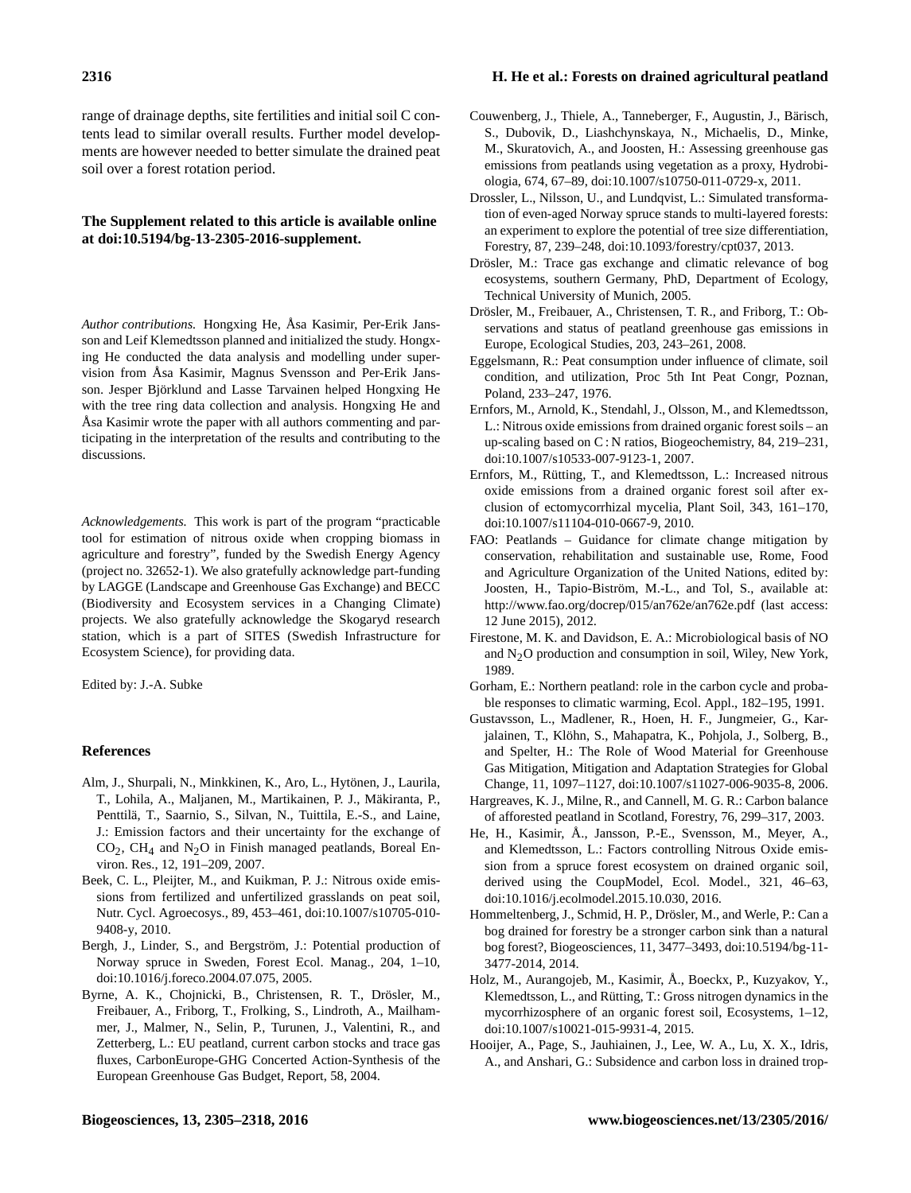range of drainage depths, site fertilities and initial soil C contents lead to similar overall results. Further model developments are however needed to better simulate the drained peat soil over a forest rotation period.

**The Supplement related to this article is available online at doi:10.5194/bg-13-2305-2016-supplement.**

*Author contributions.* Hongxing He, Åsa Kasimir, Per-Erik Jansson and Leif Klemedtsson planned and initialized the study. Hongxing He conducted the data analysis and modelling under supervision from Åsa Kasimir, Magnus Svensson and Per-Erik Jansson. Jesper Björklund and Lasse Tarvainen helped Hongxing He with the tree ring data collection and analysis. Hongxing He and Åsa Kasimir wrote the paper with all authors commenting and participating in the interpretation of the results and contributing to the discussions.

*Acknowledgements.* This work is part of the program "practicable tool for estimation of nitrous oxide when cropping biomass in agriculture and forestry", funded by the Swedish Energy Agency (project no. 32652-1). We also gratefully acknowledge part-funding by LAGGE (Landscape and Greenhouse Gas Exchange) and BECC (Biodiversity and Ecosystem services in a Changing Climate) projects. We also gratefully acknowledge the Skogaryd research station, which is a part of SITES (Swedish Infrastructure for Ecosystem Science), for providing data.

Edited by: J.-A. Subke

## References

Alm, J., Shurpali, N., Minkkinen, K., Aro, L., Hytönen, J., Laurila, T., Lohila, A., Maljanen, M., Martikainen, P. J., Mäkiranta, P., Penttilä, T., Saarnio, S., Silvan, N., Tuittila, E.-S., and Laine, J.: Emission factors and their uncertainty for the exchange of $CO_2$, $CH_4$ and $N_2O$ in Finish managed peatlands, Boreal Environ. Res., 12, 191–209, 2007.

Beek, C. L., Pleijter, M., and Kuikman, P. J.: Nitrous oxide emissions from fertilized and unfertilized grasslands on peat soil, Nutr. Cycl. Agroecosys., 89, 453–461, doi:10.1007/s10705-010-9408-y, 2010.

Bergh, J., Linder, S., and Bergström, J.: Potential production of Norway spruce in Sweden, Forest Ecol. Manag., 204, 1–10, doi:10.1016/j.foreco.2004.07.075, 2005.

Byrne, A. K., Chojnicki, B., Christensen, R. T., Drösler, M., Freibauer, A., Friborg, T., Frolking, S., Lindroth, A., Mailhammer, J., Malmer, N., Selin, P., Turunen, J., Valentini, R., and Zetterberg, L.: EU peatland, current carbon stocks and trace gas fluxes, CarbonEurope-GHG Concerted Action-Synthesis of the European Greenhouse Gas Budget, Report, 58, 2004.

Couwenberg, J., Thiele, A., Tanneberger, F., Augustin, J., Bärisch, S., Dubovik, D., Liashchynskaya, N., Michaelis, D., Minke, M., Skuratovich, A., and Joosten, H.: Assessing greenhouse gas emissions from peatlands using vegetation as a proxy, Hydrobiologia, 674, 67–89, doi:10.1007/s10750-011-0729-x, 2011.

Drossler, L., Nilsson, U., and Lundqvist, L.: Simulated transformation of even-aged Norway spruce stands to multi-layered forests: an experiment to explore the potential of tree size differentiation, Forestry, 87, 239–248, doi:10.1093/forestry/cpt037, 2013.

Drösler, M.: Trace gas exchange and climatic relevance of bog ecosystems, southern Germany, PhD, Department of Ecology, Technical University of Munich, 2005.

Drösler, M., Freibauer, A., Christensen, T. R., and Friborg, T.: Observations and status of peatland greenhouse gas emissions in Europe, Ecological Studies, 203, 243–261, 2008.

Eggelsmann, R.: Peat consumption under influence of climate, soil condition, and utilization, Proc 5th Int Peat Congr, Poznan, Poland, 233–247, 1976.

Ernfors, M., Arnold, K., Stendahl, J., Olsson, M., and Klemedtsson, L.: Nitrous oxide emissions from drained organic forest soils – an up-scaling based on C : N ratios, Biogeochemistry, 84, 219–231, doi:10.1007/s10533-007-9123-1, 2007.

Ernfors, M., Rütting, T., and Klemedtsson, L.: Increased nitrous oxide emissions from a drained organic forest soil after exclusion of ectomycorrhizal mycelia, Plant Soil, 343, 161–170, doi:10.1007/s11104-010-0667-9, 2010.

FAO: Peatlands – Guidance for climate change mitigation by conservation, rehabilitation and sustainable use, Rome, Food and Agriculture Organization of the United Nations, edited by: Joosten, H., Tapio-Biström, M.-L., and Tol, S., available at: http://www.fao.org/docrep/015/an762e/an762e.pdf (last access: 12 June 2015), 2012.

Firestone, M. K. and Davidson, E. A.: Microbiological basis of NO and $N_2O$ production and consumption in soil, Wiley, New York, 1989.

Gorham, E.: Northern peatland: role in the carbon cycle and probable responses to climatic warming, Ecol. Appl., 182–195, 1991.

Gustavsson, L., Madlener, R., Hoen, H. F., Jungmeier, G., Karjalainen, T., Klöhn, S., Mahapatra, K., Pohjola, J., Solberg, B., and Spelter, H.: The Role of Wood Material for Greenhouse Gas Mitigation, Mitigation and Adaptation Strategies for Global Change, 11, 1097–1127, doi:10.1007/s11027-006-9035-8, 2006.

Hargreaves, K. J., Milne, R., and Cannell, M. G. R.: Carbon balance of afforested peatland in Scotland, Forestry, 76, 299–317, 2003.

He, H., Kasimir, Å., Jansson, P.-E., Svensson, M., Meyer, A., and Klemedtsson, L.: Factors controlling Nitrous Oxide emission from a spruce forest ecosystem on drained organic soil, derived using the CoupModel, Ecol. Model., 321, 46–63, doi:10.1016/j.ecolmodel.2015.10.030, 2016.

Hommeltenberg, J., Schmid, H. P., Drösler, M., and Werle, P.: Can a bog drained for forestry be a stronger carbon sink than a natural bog forest?, Biogeosciences, 11, 3477–3493, doi:10.5194/bg-11-3477-2014, 2014.

Holz, M., Aurangojeb, M., Kasimir, Å., Boeckx, P., Kuzyakov, Y., Klemedtsson, L., and Rütting, T.: Gross nitrogen dynamics in the mycorrhizosphere of an organic forest soil, Ecosystems, 1–12, doi:10.1007/s10021-015-9931-4, 2015.

Hooijer, A., Page, S., Jauhiainen, J., Lee, W. A., Lu, X. X., Idris, A., and Anshari, G.: Subsidence and carbon loss in drained trop-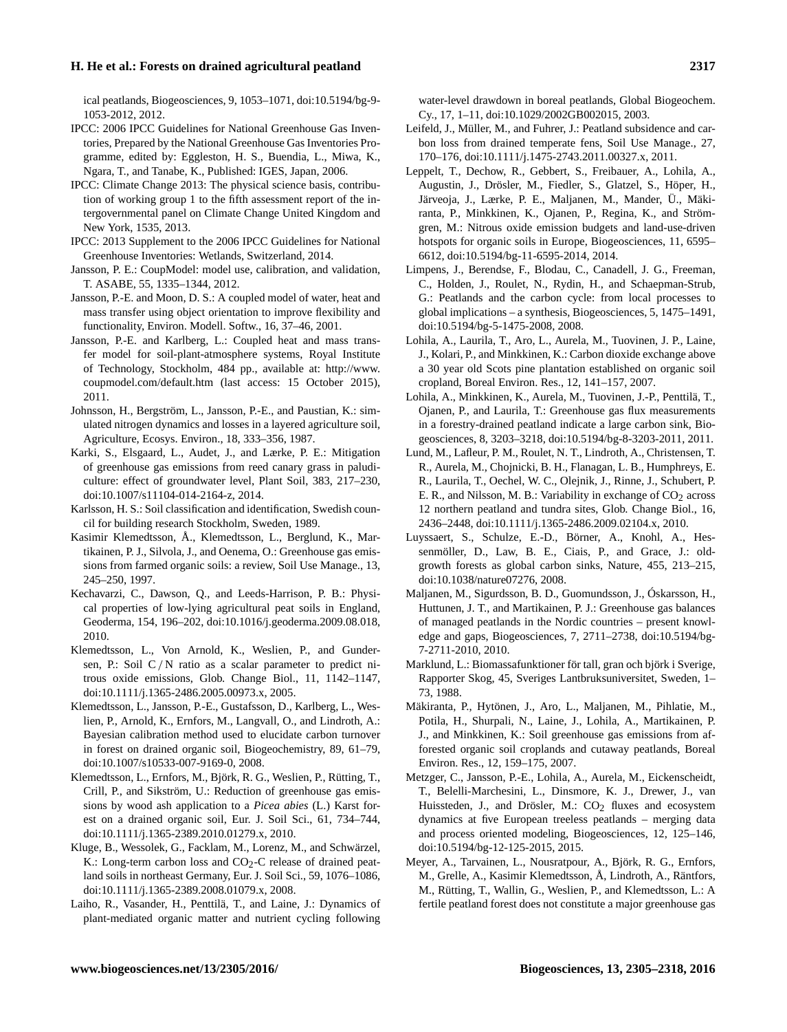ical peatlands, Biogeosciences, 9, 1053–1071, doi:10.5194/bg-9-1053-2012, 2012.

IPCC: 2006 IPCC Guidelines for National Greenhouse Gas Inventories, Prepared by the National Greenhouse Gas Inventories Programme, edited by: Eggleston, H. S., Buendia, L., Miwa, K., Ngara, T., and Tanabe, K., Published: IGES, Japan, 2006.

IPCC: Climate Change 2013: The physical science basis, contribution of working group 1 to the fifth assessment report of the intergovernmental panel on Climate Change United Kingdom and New York, 1535, 2013.

IPCC: 2013 Supplement to the 2006 IPCC Guidelines for National Greenhouse Gas Inventories: Wetlands, Switzerland, 2014.

Jansson, P. E.: CoupModel: model use, calibration, and validation, T. ASABE, 55, 1335–1344, 2012.

Jansson, P.-E. and Moon, D. S.: A coupled model of water, heat and mass transfer using object orientation to improve flexibility and functionality, Environ. Modell. Softw., 16, 37–46, 2001.

Jansson, P.-E. and Karlberg, L.: Coupled heat and mass transfer model for soil-plant-atmosphere systems, Royal Institute of Technology, Stockholm, 484 pp., available at: http://www.coupmodel.com/default.htm (last access: 15 October 2015), 2011.

Johnsson, H., Bergström, L., Jansson, P.-E., and Paustian, K.: simulated nitrogen dynamics and losses in a layered agriculture soil, Agriculture, Ecosys. Environ., 18, 333–356, 1987.

Karki, S., Elsgaard, L., Audet, J., and Lærke, P. E.: Mitigation of greenhouse gas emissions from reed canary grass in paludiculture: effect of groundwater level, Plant Soil, 383, 217–230, doi:10.1007/s11104-014-2164-z, 2014.

Karlsson, H. S.: Soil classification and identification, Swedish council for building research Stockholm, Sweden, 1989.

Kasimir Klemedtsson, Å., Klemedtsson, L., Berglund, K., Martikainen, P. J., Silvola, J., and Oenema, O.: Greenhouse gas emissions from farmed organic soils: a review, Soil Use Manage., 13, 245–250, 1997.

Kechavarzi, C., Dawson, Q., and Leeds-Harrison, P. B.: Physical properties of low-lying agricultural peat soils in England, Geoderma, 154, 196–202, doi:10.1016/j.geoderma.2009.08.018, 2010.

Klemedtsson, L., Von Arnold, K., Weslien, P., and Gundersen, P.: Soil C / N ratio as a scalar parameter to predict nitrous oxide emissions, Glob. Change Biol., 11, 1142–1147, doi:10.1111/j.1365-2486.2005.00973.x, 2005.

Klemedtsson, L., Jansson, P.-E., Gustafsson, D., Karlberg, L., Weslien, P., Arnold, K., Ernfors, M., Langvall, O., and Lindroth, A.: Bayesian calibration method used to elucidate carbon turnover in forest on drained organic soil, Biogeochemistry, 89, 61–79, doi:10.1007/s10533-007-9169-0, 2008.

Klemedtsson, L., Ernfors, M., Björk, R. G., Weslien, P., Rütting, T., Crill, P., and Sikström, U.: Reduction of greenhouse gas emissions by wood ash application to a *Picea abies* (L.) Karst forest on a drained organic soil, Eur. J. Soil Sci., 61, 734–744, doi:10.1111/j.1365-2389.2010.01279.x, 2010.

Kluge, B., Wessolek, G., Facklam, M., Lorenz, M., and Schwärzel, K.: Long-term carbon loss and $CO_2$-C release of drained peatland soils in northeast Germany, Eur. J. Soil Sci., 59, 1076–1086, doi:10.1111/j.1365-2389.2008.01079.x, 2008.

Laiho, R., Vasander, H., Penttilä, T., and Laine, J.: Dynamics of plant-mediated organic matter and nutrient cycling following water-level drawdown in boreal peatlands, Global Biogeochem. Cy., 17, 1–11, doi:10.1029/2002GB002015, 2003.

Leifeld, J., Müller, M., and Fuhrer, J.: Peatland subsidence and carbon loss from drained temperate fens, Soil Use Manage., 27, 170–176, doi:10.1111/j.1475-2743.2011.00327.x, 2011.

Leppelt, T., Dechow, R., Gebbert, S., Freibauer, A., Lohila, A., Augustin, J., Drösler, M., Fiedler, S., Glatzel, S., Höper, H., Järveoja, J., Lærke, P. E., Maljanen, M., Mander, Ü., Mäkiranta, P., Minkkinen, K., Ojanen, P., Regina, K., and Strömgren, M.: Nitrous oxide emission budgets and land-use-driven hotspots for organic soils in Europe, Biogeosciences, 11, 6595–6612, doi:10.5194/bg-11-6595-2014, 2014.

Limpens, J., Berendse, F., Blodau, C., Canadell, J. G., Freeman, C., Holden, J., Roulet, N., Rydin, H., and Schaepman-Strub, G.: Peatlands and the carbon cycle: from local processes to global implications – a synthesis, Biogeosciences, 5, 1475–1491, doi:10.5194/bg-5-1475-2008, 2008.

Lohila, A., Laurila, T., Aro, L., Aurela, M., Tuovinen, J. P., Laine, J., Kolari, P., and Minkkinen, K.: Carbon dioxide exchange above a 30 year old Scots pine plantation established on organic soil cropland, Boreal Environ. Res., 12, 141–157, 2007.

Lohila, A., Minkkinen, K., Aurela, M., Tuovinen, J.-P., Penttilä, T., Ojanen, P., and Laurila, T.: Greenhouse gas flux measurements in a forestry-drained peatland indicate a large carbon sink, Biogeosciences, 8, 3203–3218, doi:10.5194/bg-8-3203-2011, 2011.

Lund, M., Lafleur, P. M., Roulet, N. T., Lindroth, A., Christensen, T. R., Aurela, M., Chojnicki, B. H., Flanagan, L. B., Humphreys, E. R., Laurila, T., Oechel, W. C., Olejnik, J., Rinne, J., Schubert, P. E. R., and Nilsson, M. B.: Variability in exchange of $CO_2$ across 12 northern peatland and tundra sites, Glob. Change Biol., 16, 2436–2448, doi:10.1111/j.1365-2486.2009.02104.x, 2010.

Luyssaert, S., Schulze, E.-D., Börner, A., Knohl, A., Hessenmöller, D., Law, B. E., Ciais, P., and Grace, J.: old-growth forests as global carbon sinks, Nature, 455, 213–215, doi:10.1038/nature07276, 2008.

Maljanen, M., Sigurdsson, B. D., Guomundsson, J., Óskarsson, H., Huttunen, J. T., and Martikainen, P. J.: Greenhouse gas balances of managed peatlands in the Nordic countries – present knowledge and gaps, Biogeosciences, 7, 2711–2738, doi:10.5194/bg-7-2711-2010, 2010.

Marklund, L.: Biomassafunktioner för tall, gran och björk i Sverige, Rapporter Skog, 45, Sveriges Lantbruksuniversitet, Sweden, 1–73, 1988.

Mäkiranta, P., Hytönen, J., Aro, L., Maljanen, M., Pihlatie, M., Potila, H., Shurpali, N., Laine, J., Lohila, A., Martikainen, P. J., and Minkkinen, K.: Soil greenhouse gas emissions from afforested organic soil croplands and cutaway peatlands, Boreal Environ. Res., 12, 159–175, 2007.

Metzger, C., Jansson, P.-E., Lohila, A., Aurela, M., Eickenscheidt, T., Belelli-Marchesini, L., Dinsmore, K. J., Drewer, J., van Huissteden, J., and Drösler, M.: $CO_2$ fluxes and ecosystem dynamics at five European treeless peatlands – merging data and process oriented modeling, Biogeosciences, 12, 125–146, doi:10.5194/bg-12-125-2015, 2015.

Meyer, A., Tarvainen, L., Nousratpour, A., Björk, R. G., Ernfors, M., Grelle, A., Kasimir Klemedtsson, Å, Lindroth, A., Räntfors, M., Rütting, T., Wallin, G., Weslien, P., and Klemedtsson, L.: A fertile peatland forest does not constitute a major greenhouse gas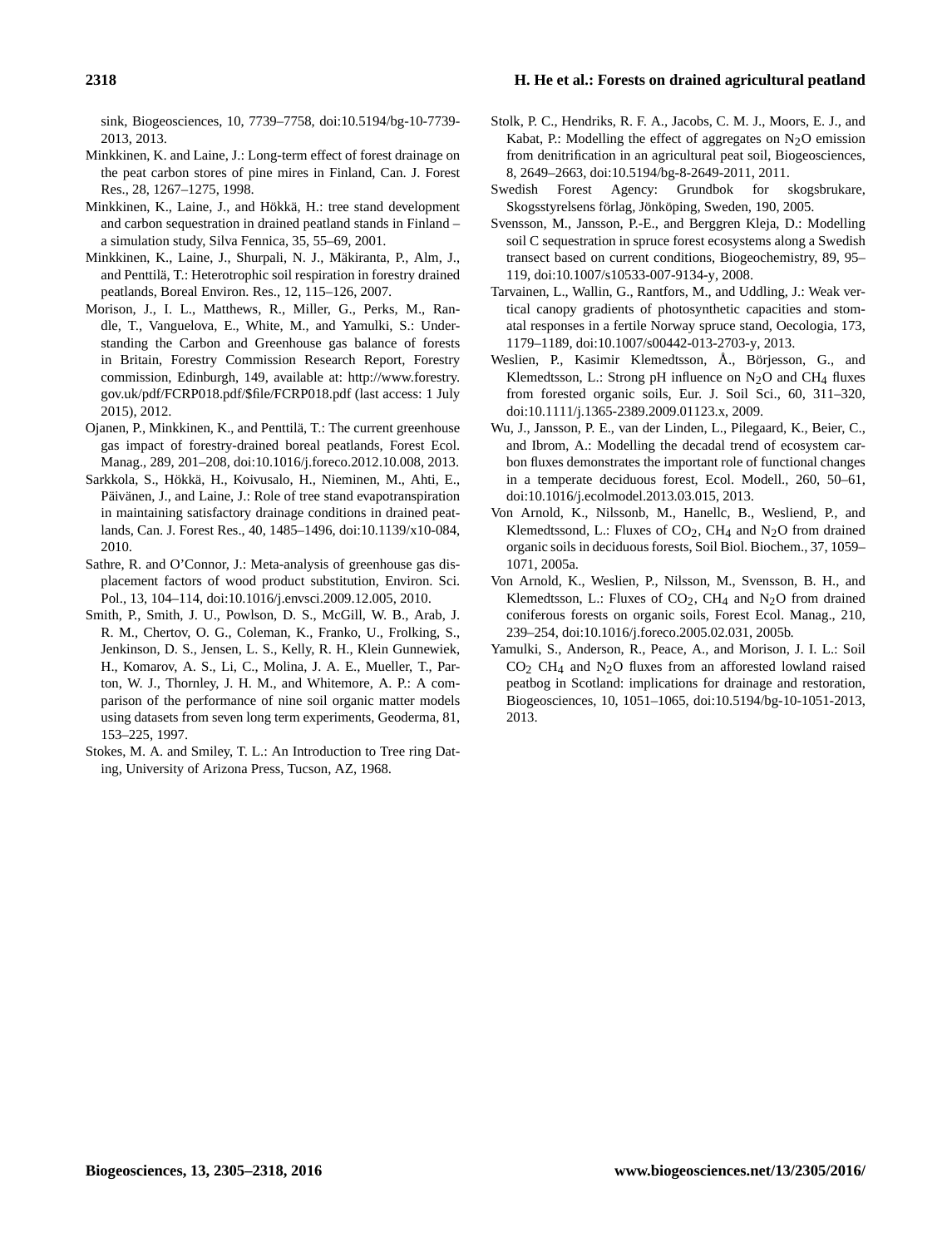sink, Biogeosciences, 10, 7739–7758, doi:10.5194/bg-10-7739-2013, 2013.

Minkkinen, K. and Laine, J.: Long-term effect of forest drainage on the peat carbon stores of pine mires in Finland, Can. J. Forest Res., 28, 1267–1275, 1998.

Minkkinen, K., Laine, J., and Hökkä, H.: tree stand development and carbon sequestration in drained peatland stands in Finland – a simulation study, Silva Fennica, 35, 55–69, 2001.

Minkkinen, K., Laine, J., Shurpali, N. J., Mäkiranta, P., Alm, J., and Penttilä, T.: Heterotrophic soil respiration in forestry drained peatlands, Boreal Environ. Res., 12, 115–126, 2007.

Morison, J., I. L., Matthews, R., Miller, G., Perks, M., Randle, T., Vanguelova, E., White, M., and Yamulki, S.: Understanding the Carbon and Greenhouse gas balance of forests in Britain, Forestry Commission Research Report, Forestry commission, Edinburgh, 149, available at: http://www.forestry.gov.uk/pdf/FCRP018.pdf/$file/FCRP018.pdf (last access: 1 July 2015), 2012.

Ojanen, P., Minkkinen, K., and Penttilä, T.: The current greenhouse gas impact of forestry-drained boreal peatlands, Forest Ecol. Manag., 289, 201–208, doi:10.1016/j.foreco.2012.10.008, 2013.

Sarkkola, S., Hökkä, H., Koivusalo, H., Nieminen, M., Ahti, E., Päivänen, J., and Laine, J.: Role of tree stand evapotranspiration in maintaining satisfactory drainage conditions in drained peatlands, Can. J. Forest Res., 40, 1485–1496, doi:10.1139/x10-084, 2010.

Sathre, R. and O'Connor, J.: Meta-analysis of greenhouse gas displacement factors of wood product substitution, Environ. Sci. Pol., 13, 104–114, doi:10.1016/j.envsci.2009.12.005, 2010.

Smith, P., Smith, J. U., Powlson, D. S., McGill, W. B., Arab, J. R. M., Chertov, O. G., Coleman, K., Franko, U., Frolking, S., Jenkinson, D. S., Jensen, L. S., Kelly, R. H., Klein Gunnewiek, H., Komarov, A. S., Li, C., Molina, J. A. E., Mueller, T., Parton, W. J., Thornley, J. H. M., and Whitemore, A. P.: A comparison of the performance of nine soil organic matter models using datasets from seven long term experiments, Geoderma, 81, 153–225, 1997.

Stokes, M. A. and Smiley, T. L.: An Introduction to Tree ring Dating, University of Arizona Press, Tucson, AZ, 1968.

Stolk, P. C., Hendriks, R. F. A., Jacobs, C. M. J., Moors, E. J., and Kabat, P.: Modelling the effect of aggregates on $N_2O$ emission from denitrification in an agricultural peat soil, Biogeosciences, 8, 2649–2663, doi:10.5194/bg-8-2649-2011, 2011.

Swedish Forest Agency: Grundbok for skogsbrukare, Skogsstyrelsens förlag, Jönköping, Sweden, 190, 2005.

Svensson, M., Jansson, P.-E., and Berggren Kleja, D.: Modelling soil C sequestration in spruce forest ecosystems along a Swedish transect based on current conditions, Biogeochemistry, 89, 95–119, doi:10.1007/s10533-007-9134-y, 2008.

Tarvainen, L., Wallin, G., Rantfors, M., and Uddling, J.: Weak vertical canopy gradients of photosynthetic capacities and stomatal responses in a fertile Norway spruce stand, Oecologia, 173, 1179–1189, doi:10.1007/s00442-013-2703-y, 2013.

Weslien, P., Kasimir Klemedtsson, Å., Börjesson, G., and Klemedtsson, L.: Strong pH influence on $N_2O$ and $CH_4$ fluxes from forested organic soils, Eur. J. Soil Sci., 60, 311–320, doi:10.1111/j.1365-2389.2009.01123.x, 2009.

Wu, J., Jansson, P. E., van der Linden, L., Pilegaard, K., Beier, C., and Ibrom, A.: Modelling the decadal trend of ecosystem carbon fluxes demonstrates the important role of functional changes in a temperate deciduous forest, Ecol. Modell., 260, 50–61, doi:10.1016/j.ecolmodel.2013.03.015, 2013.

Von Arnold, K., Nilssonb, M., Hanellc, B., Wesliend, P., and Klemedtssond, L.: Fluxes of $CO_2$, $CH_4$ and $N_2O$ from drained organic soils in deciduous forests, Soil Biol. Biochem., 37, 1059–1071, 2005a.

Von Arnold, K., Weslien, P., Nilsson, M., Svensson, B. H., and Klemedtsson, L.: Fluxes of $CO_2$, $CH_4$ and $N_2O$ from drained coniferous forests on organic soils, Forest Ecol. Manag., 210, 239–254, doi:10.1016/j.foreco.2005.02.031, 2005b.

Yamulki, S., Anderson, R., Peace, A., and Morison, J. I. L.: Soil $CO_2$ $CH_4$ and $N_2O$ fluxes from an afforested lowland raised peatbog in Scotland: implications for drainage and restoration, Biogeosciences, 10, 1051–1065, doi:10.5194/bg-10-1051-2013, 2013.